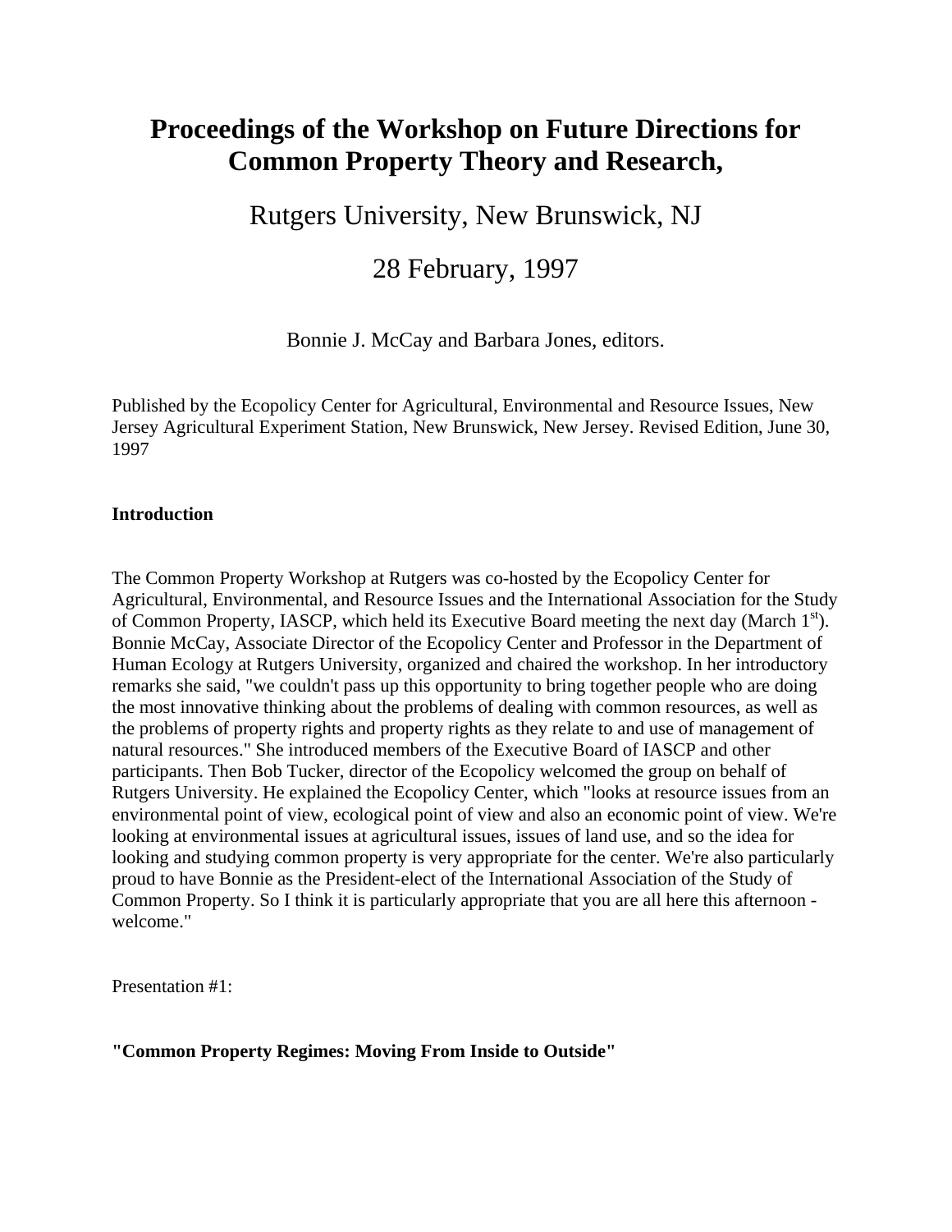# Proceedings of the Workshop on Future Directions for Common Property Theory and Research,

## Rutgers University, New Brunswick, NJ

## 28 February, 1997

Bonnie J. McCay and Barbara Jones, editors.

Published by the Ecopolicy Center for Agricultural, Environmental and Resource Issues, New Jersey Agricultural Experiment Station, New Brunswick, New Jersey. Revised Edition, June 30, 1997

**Introduction**

The Common Property Workshop at Rutgers was co-hosted by the Ecopolicy Center for Agricultural, Environmental, and Resource Issues and the International Association for the Study of Common Property, IASCP, which held its Executive Board meeting the next day (March 1st). Bonnie McCay, Associate Director of the Ecopolicy Center and Professor in the Department of Human Ecology at Rutgers University, organized and chaired the workshop. In her introductory remarks she said, "we couldn't pass up this opportunity to bring together people who are doing the most innovative thinking about the problems of dealing with common resources, as well as the problems of property rights and property rights as they relate to and use of management of natural resources." She introduced members of the Executive Board of IASCP and other participants. Then Bob Tucker, director of the Ecopolicy welcomed the group on behalf of Rutgers University. He explained the Ecopolicy Center, which "looks at resource issues from an environmental point of view, ecological point of view and also an economic point of view. We're looking at environmental issues at agricultural issues, issues of land use, and so the idea for looking and studying common property is very appropriate for the center. We're also particularly proud to have Bonnie as the President-elect of the International Association of the Study of Common Property. So I think it is particularly appropriate that you are all here this afternoon - welcome."

Presentation #1:

**"Common Property Regimes: Moving From Inside to Outside"**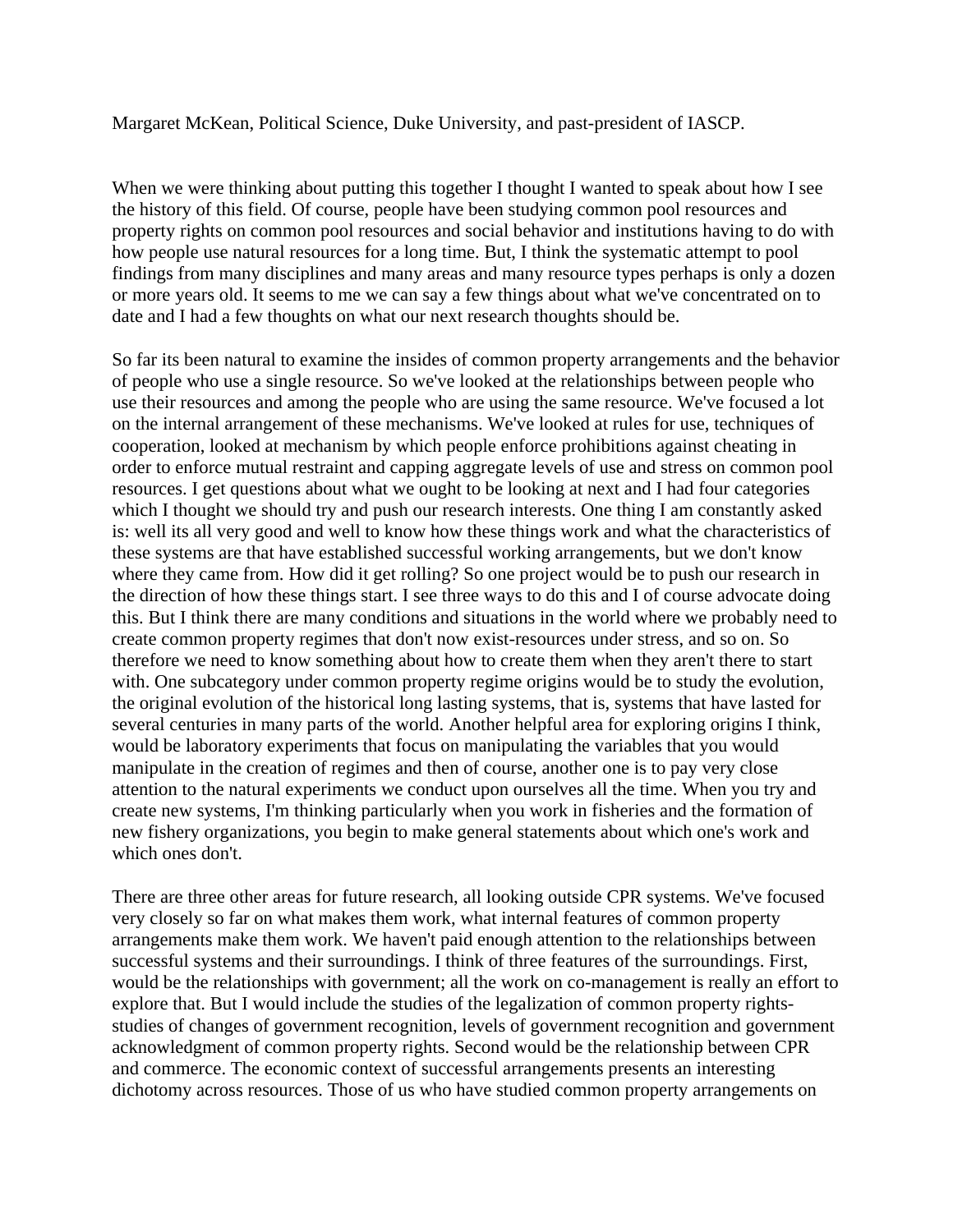Margaret McKean, Political Science, Duke University, and past-president of IASCP.

When we were thinking about putting this together I thought I wanted to speak about how I see the history of this field. Of course, people have been studying common pool resources and property rights on common pool resources and social behavior and institutions having to do with how people use natural resources for a long time. But, I think the systematic attempt to pool findings from many disciplines and many areas and many resource types perhaps is only a dozen or more years old. It seems to me we can say a few things about what we've concentrated on to date and I had a few thoughts on what our next research thoughts should be.

So far its been natural to examine the insides of common property arrangements and the behavior of people who use a single resource. So we've looked at the relationships between people who use their resources and among the people who are using the same resource. We've focused a lot on the internal arrangement of these mechanisms. We've looked at rules for use, techniques of cooperation, looked at mechanism by which people enforce prohibitions against cheating in order to enforce mutual restraint and capping aggregate levels of use and stress on common pool resources. I get questions about what we ought to be looking at next and I had four categories which I thought we should try and push our research interests. One thing I am constantly asked is: well its all very good and well to know how these things work and what the characteristics of these systems are that have established successful working arrangements, but we don't know where they came from. How did it get rolling? So one project would be to push our research in the direction of how these things start. I see three ways to do this and I of course advocate doing this. But I think there are many conditions and situations in the world where we probably need to create common property regimes that don't now exist-resources under stress, and so on. So therefore we need to know something about how to create them when they aren't there to start with. One subcategory under common property regime origins would be to study the evolution, the original evolution of the historical long lasting systems, that is, systems that have lasted for several centuries in many parts of the world. Another helpful area for exploring origins I think, would be laboratory experiments that focus on manipulating the variables that you would manipulate in the creation of regimes and then of course, another one is to pay very close attention to the natural experiments we conduct upon ourselves all the time. When you try and create new systems, I'm thinking particularly when you work in fisheries and the formation of new fishery organizations, you begin to make general statements about which one's work and which ones don't.

There are three other areas for future research, all looking outside CPR systems. We've focused very closely so far on what makes them work, what internal features of common property arrangements make them work. We haven't paid enough attention to the relationships between successful systems and their surroundings. I think of three features of the surroundings. First, would be the relationships with government; all the work on co-management is really an effort to explore that. But I would include the studies of the legalization of common property rights-studies of changes of government recognition, levels of government recognition and government acknowledgment of common property rights. Second would be the relationship between CPR and commerce. The economic context of successful arrangements presents an interesting dichotomy across resources. Those of us who have studied common property arrangements on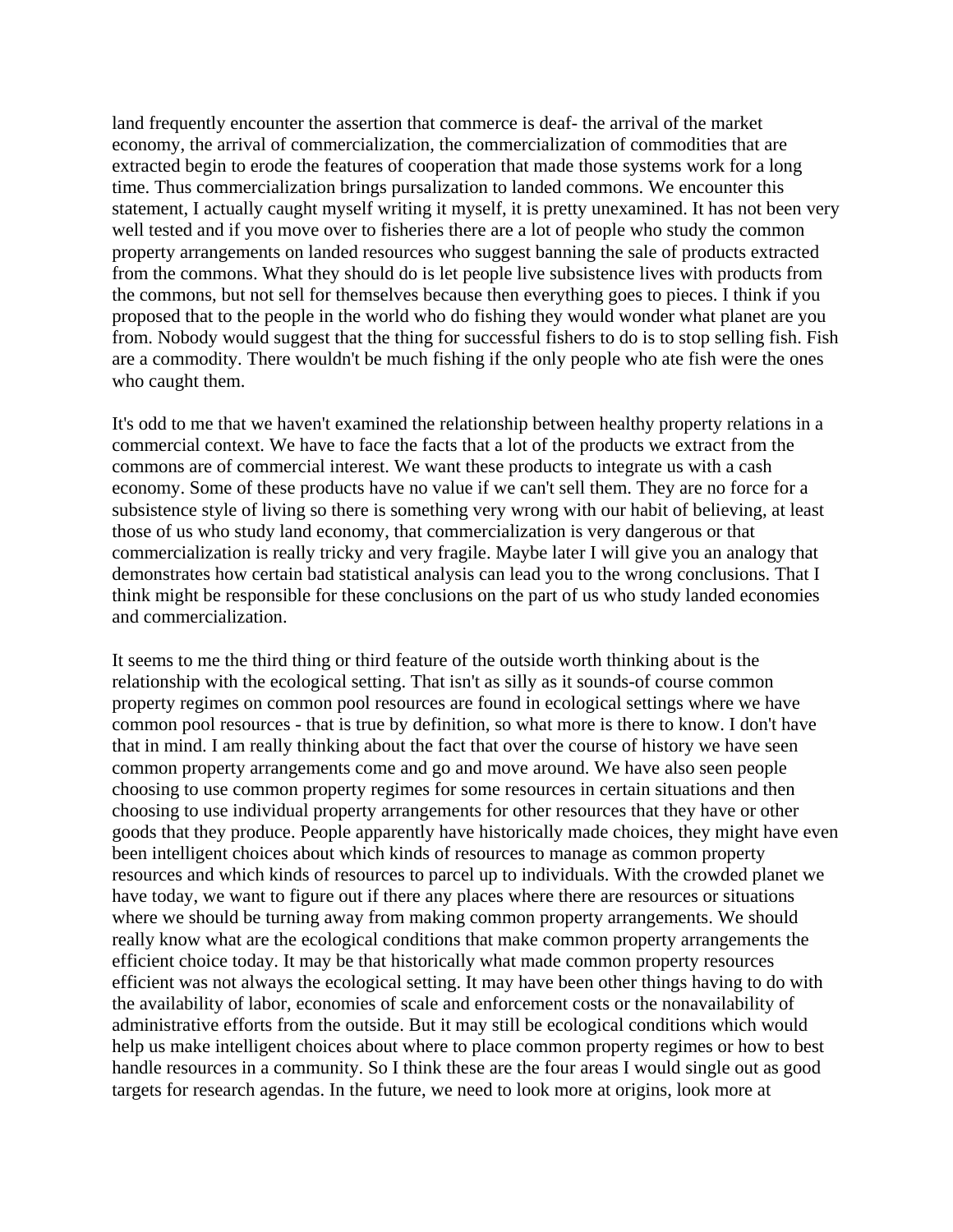land frequently encounter the assertion that commerce is deaf- the arrival of the market economy, the arrival of commercialization, the commercialization of commodities that are extracted begin to erode the features of cooperation that made those systems work for a long time. Thus commercialization brings pursalization to landed commons. We encounter this statement, I actually caught myself writing it myself, it is pretty unexamined. It has not been very well tested and if you move over to fisheries there are a lot of people who study the common property arrangements on landed resources who suggest banning the sale of products extracted from the commons. What they should do is let people live subsistence lives with products from the commons, but not sell for themselves because then everything goes to pieces. I think if you proposed that to the people in the world who do fishing they would wonder what planet are you from. Nobody would suggest that the thing for successful fishers to do is to stop selling fish. Fish are a commodity. There wouldn't be much fishing if the only people who ate fish were the ones who caught them.

It's odd to me that we haven't examined the relationship between healthy property relations in a commercial context. We have to face the facts that a lot of the products we extract from the commons are of commercial interest. We want these products to integrate us with a cash economy. Some of these products have no value if we can't sell them. They are no force for a subsistence style of living so there is something very wrong with our habit of believing, at least those of us who study land economy, that commercialization is very dangerous or that commercialization is really tricky and very fragile. Maybe later I will give you an analogy that demonstrates how certain bad statistical analysis can lead you to the wrong conclusions. That I think might be responsible for these conclusions on the part of us who study landed economies and commercialization.

It seems to me the third thing or third feature of the outside worth thinking about is the relationship with the ecological setting. That isn't as silly as it sounds-of course common property regimes on common pool resources are found in ecological settings where we have common pool resources - that is true by definition, so what more is there to know. I don't have that in mind. I am really thinking about the fact that over the course of history we have seen common property arrangements come and go and move around. We have also seen people choosing to use common property regimes for some resources in certain situations and then choosing to use individual property arrangements for other resources that they have or other goods that they produce. People apparently have historically made choices, they might have even been intelligent choices about which kinds of resources to manage as common property resources and which kinds of resources to parcel up to individuals. With the crowded planet we have today, we want to figure out if there any places where there are resources or situations where we should be turning away from making common property arrangements. We should really know what are the ecological conditions that make common property arrangements the efficient choice today. It may be that historically what made common property resources efficient was not always the ecological setting. It may have been other things having to do with the availability of labor, economies of scale and enforcement costs or the nonavailability of administrative efforts from the outside. But it may still be ecological conditions which would help us make intelligent choices about where to place common property regimes or how to best handle resources in a community. So I think these are the four areas I would single out as good targets for research agendas. In the future, we need to look more at origins, look more at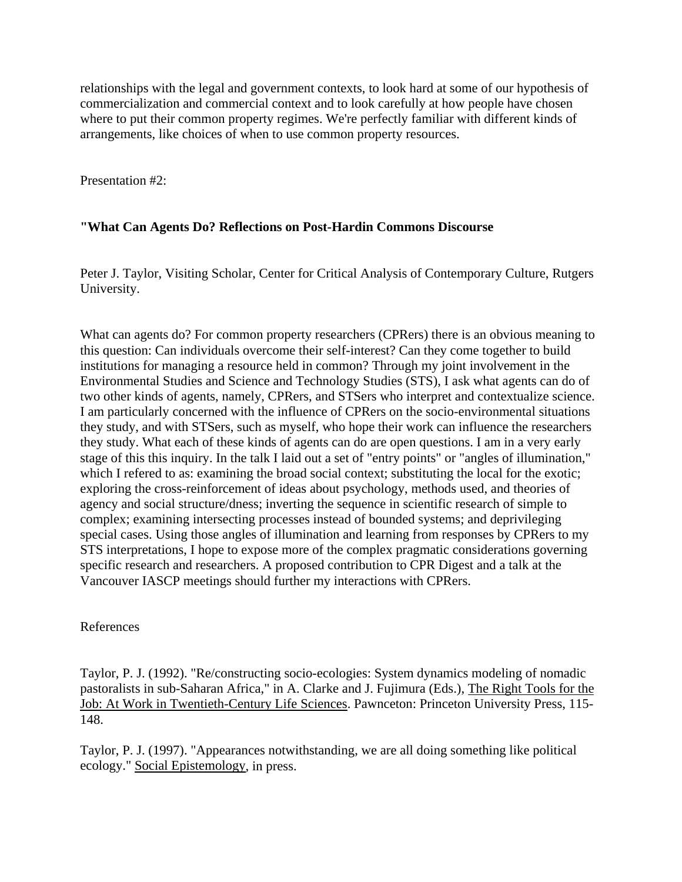relationships with the legal and government contexts, to look hard at some of our hypothesis of commercialization and commercial context and to look carefully at how people have chosen where to put their common property regimes. We're perfectly familiar with different kinds of arrangements, like choices of when to use common property resources.

Presentation #2:

**"What Can Agents Do? Reflections on Post-Hardin Commons Discourse**

Peter J. Taylor, Visiting Scholar, Center for Critical Analysis of Contemporary Culture, Rutgers University.

What can agents do? For common property researchers (CPRers) there is an obvious meaning to this question: Can individuals overcome their self-interest? Can they come together to build institutions for managing a resource held in common? Through my joint involvement in the Environmental Studies and Science and Technology Studies (STS), I ask what agents can do of two other kinds of agents, namely, CPRers, and STSers who interpret and contextualize science. I am particularly concerned with the influence of CPRers on the socio-environmental situations they study, and with STSers, such as myself, who hope their work can influence the researchers they study. What each of these kinds of agents can do are open questions. I am in a very early stage of this this inquiry. In the talk I laid out a set of "entry points" or "angles of illumination," which I refered to as: examining the broad social context; substituting the local for the exotic; exploring the cross-reinforcement of ideas about psychology, methods used, and theories of agency and social structure/dness; inverting the sequence in scientific research of simple to complex; examining intersecting processes instead of bounded systems; and deprivileging special cases. Using those angles of illumination and learning from responses by CPRers to my STS interpretations, I hope to expose more of the complex pragmatic considerations governing specific research and researchers. A proposed contribution to CPR Digest and a talk at the Vancouver IASCP meetings should further my interactions with CPRers.

References

Taylor, P. J. (1992). "Re/constructing socio-ecologies: System dynamics modeling of nomadic pastoralists in sub-Saharan Africa," in A. Clarke and J. Fujimura (Eds.), The Right Tools for the Job: At Work in Twentieth-Century Life Sciences. Pawnceton: Princeton University Press, 115-148.

Taylor, P. J. (1997). "Appearances notwithstanding, we are all doing something like political ecology." Social Epistemology, in press.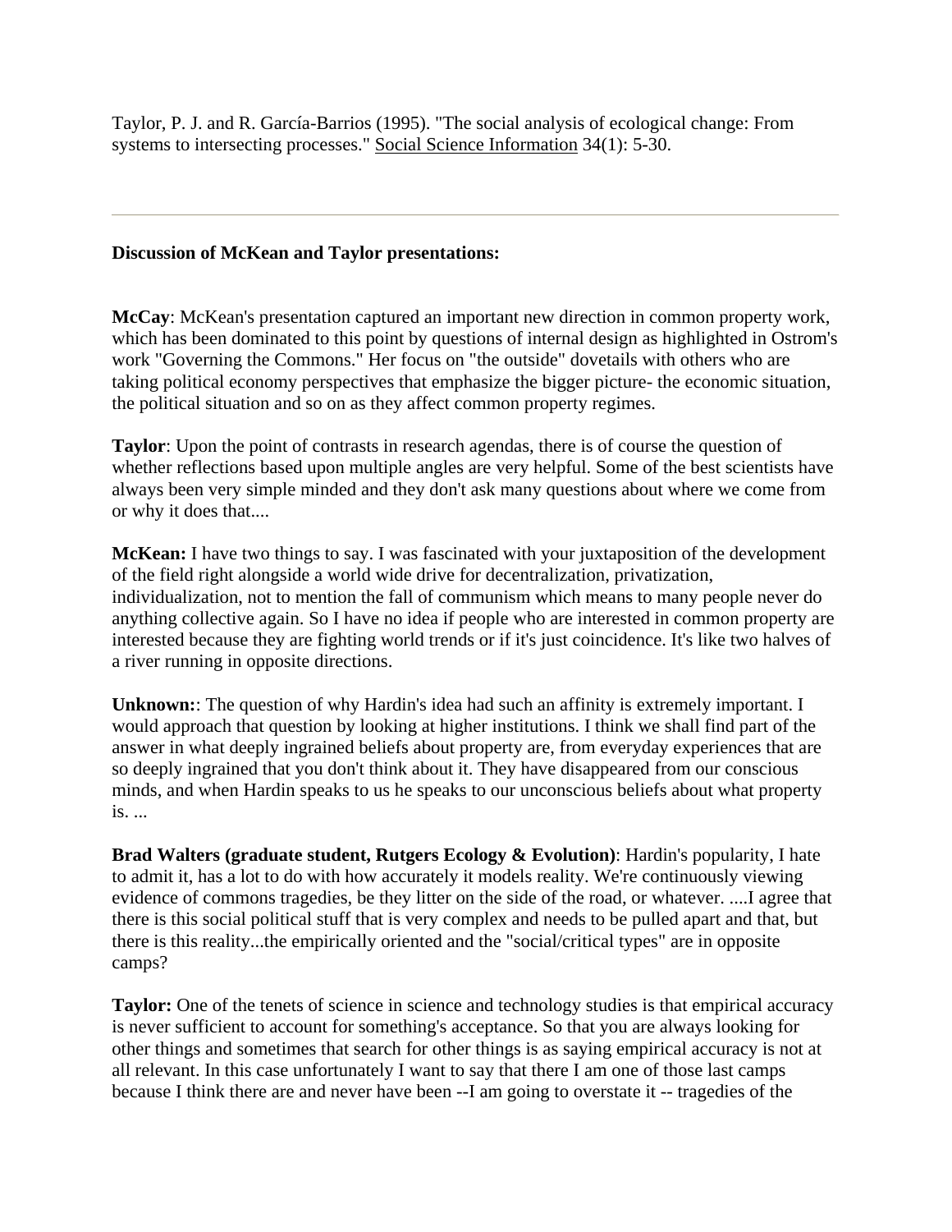Taylor, P. J. and R. García-Barrios (1995). "The social analysis of ecological change: From systems to intersecting processes." Social Science Information 34(1): 5-30.

---

**Discussion of McKean and Taylor presentations:**

**McCay**: McKean's presentation captured an important new direction in common property work, which has been dominated to this point by questions of internal design as highlighted in Ostrom's work "Governing the Commons." Her focus on "the outside" dovetails with others who are taking political economy perspectives that emphasize the bigger picture- the economic situation, the political situation and so on as they affect common property regimes.

**Taylor**: Upon the point of contrasts in research agendas, there is of course the question of whether reflections based upon multiple angles are very helpful. Some of the best scientists have always been very simple minded and they don't ask many questions about where we come from or why it does that....

**McKean:** I have two things to say. I was fascinated with your juxtaposition of the development of the field right alongside a world wide drive for decentralization, privatization, individualization, not to mention the fall of communism which means to many people never do anything collective again. So I have no idea if people who are interested in common property are interested because they are fighting world trends or if it's just coincidence. It's like two halves of a river running in opposite directions.

**Unknown:**: The question of why Hardin's idea had such an affinity is extremely important. I would approach that question by looking at higher institutions. I think we shall find part of the answer in what deeply ingrained beliefs about property are, from everyday experiences that are so deeply ingrained that you don't think about it. They have disappeared from our conscious minds, and when Hardin speaks to us he speaks to our unconscious beliefs about what property is. ...

**Brad Walters (graduate student, Rutgers Ecology & Evolution)**: Hardin's popularity, I hate to admit it, has a lot to do with how accurately it models reality. We're continuously viewing evidence of commons tragedies, be they litter on the side of the road, or whatever. ....I agree that there is this social political stuff that is very complex and needs to be pulled apart and that, but there is this reality...the empirically oriented and the "social/critical types" are in opposite camps?

**Taylor:** One of the tenets of science in science and technology studies is that empirical accuracy is never sufficient to account for something's acceptance. So that you are always looking for other things and sometimes that search for other things is as saying empirical accuracy is not at all relevant. In this case unfortunately I want to say that there I am one of those last camps because I think there are and never have been --I am going to overstate it -- tragedies of the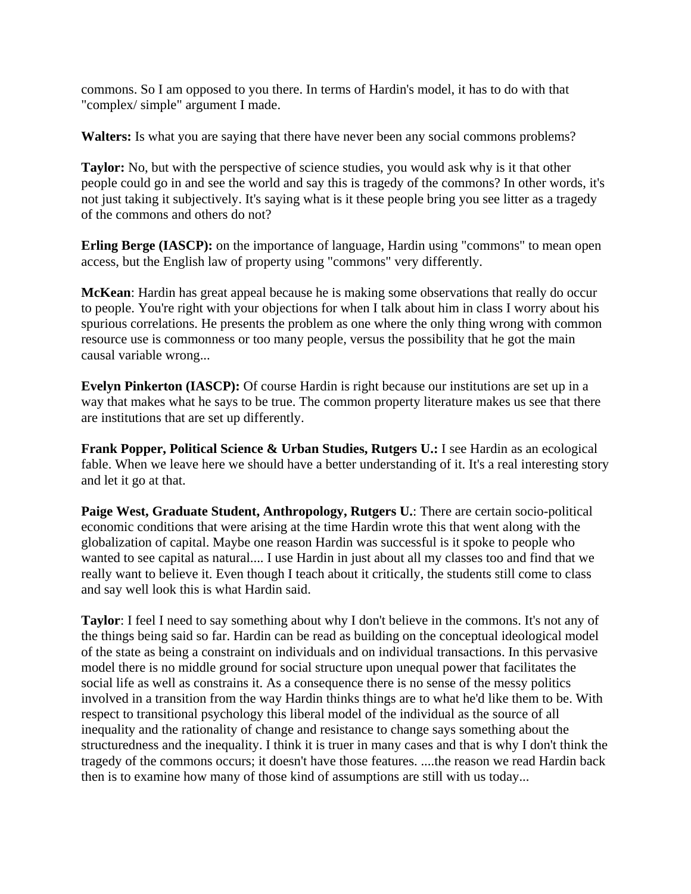commons. So I am opposed to you there. In terms of Hardin's model, it has to do with that "complex/ simple" argument I made.

**Walters:** Is what you are saying that there have never been any social commons problems?

**Taylor:** No, but with the perspective of science studies, you would ask why is it that other people could go in and see the world and say this is tragedy of the commons? In other words, it's not just taking it subjectively. It's saying what is it these people bring you see litter as a tragedy of the commons and others do not?

**Erling Berge (IASCP):** on the importance of language, Hardin using "commons" to mean open access, but the English law of property using "commons" very differently.

**McKean**: Hardin has great appeal because he is making some observations that really do occur to people. You're right with your objections for when I talk about him in class I worry about his spurious correlations. He presents the problem as one where the only thing wrong with common resource use is commonness or too many people, versus the possibility that he got the main causal variable wrong...

**Evelyn Pinkerton (IASCP):** Of course Hardin is right because our institutions are set up in a way that makes what he says to be true. The common property literature makes us see that there are institutions that are set up differently.

**Frank Popper, Political Science & Urban Studies, Rutgers U.:** I see Hardin as an ecological fable. When we leave here we should have a better understanding of it. It's a real interesting story and let it go at that.

**Paige West, Graduate Student, Anthropology, Rutgers U.**: There are certain socio-political economic conditions that were arising at the time Hardin wrote this that went along with the globalization of capital. Maybe one reason Hardin was successful is it spoke to people who wanted to see capital as natural.... I use Hardin in just about all my classes too and find that we really want to believe it. Even though I teach about it critically, the students still come to class and say well look this is what Hardin said.

**Taylor**: I feel I need to say something about why I don't believe in the commons. It's not any of the things being said so far. Hardin can be read as building on the conceptual ideological model of the state as being a constraint on individuals and on individual transactions. In this pervasive model there is no middle ground for social structure upon unequal power that facilitates the social life as well as constrains it. As a consequence there is no sense of the messy politics involved in a transition from the way Hardin thinks things are to what he'd like them to be. With respect to transitional psychology this liberal model of the individual as the source of all inequality and the rationality of change and resistance to change says something about the structuredness and the inequality. I think it is truer in many cases and that is why I don't think the tragedy of the commons occurs; it doesn't have those features. ....the reason we read Hardin back then is to examine how many of those kind of assumptions are still with us today...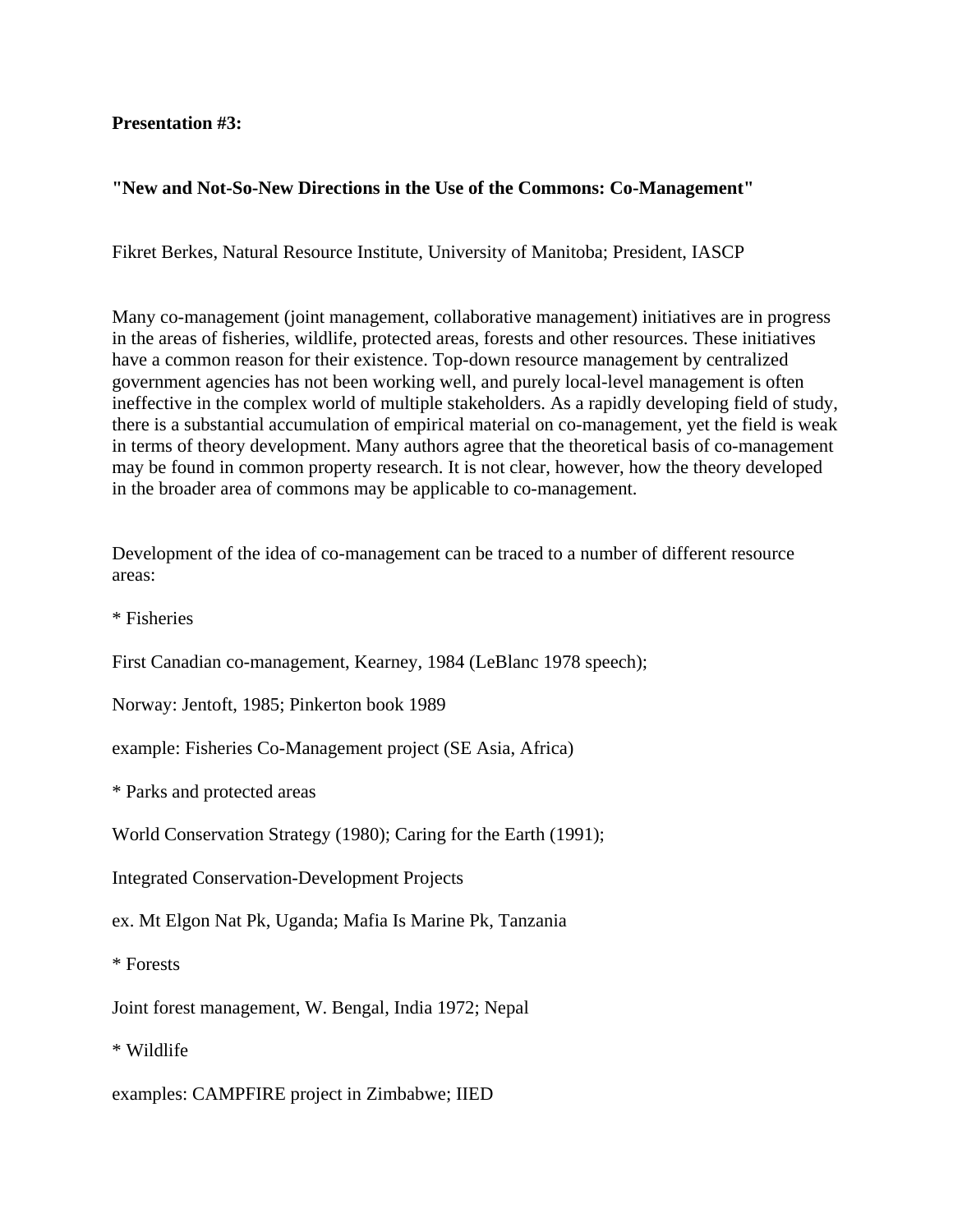**Presentation #3:**

**"New and Not-So-New Directions in the Use of the Commons: Co-Management"**

Fikret Berkes, Natural Resource Institute, University of Manitoba; President, IASCP

Many co-management (joint management, collaborative management) initiatives are in progress in the areas of fisheries, wildlife, protected areas, forests and other resources. These initiatives have a common reason for their existence. Top-down resource management by centralized government agencies has not been working well, and purely local-level management is often ineffective in the complex world of multiple stakeholders. As a rapidly developing field of study, there is a substantial accumulation of empirical material on co-management, yet the field is weak in terms of theory development. Many authors agree that the theoretical basis of co-management may be found in common property research. It is not clear, however, how the theory developed in the broader area of commons may be applicable to co-management.

Development of the idea of co-management can be traced to a number of different resource areas:

* Fisheries

First Canadian co-management, Kearney, 1984 (LeBlanc 1978 speech);

Norway: Jentoft, 1985; Pinkerton book 1989

example: Fisheries Co-Management project (SE Asia, Africa)

* Parks and protected areas

World Conservation Strategy (1980); Caring for the Earth (1991);

Integrated Conservation-Development Projects

ex. Mt Elgon Nat Pk, Uganda; Mafia Is Marine Pk, Tanzania

* Forests

Joint forest management, W. Bengal, India 1972; Nepal

* Wildlife

examples: CAMPFIRE project in Zimbabwe; IIED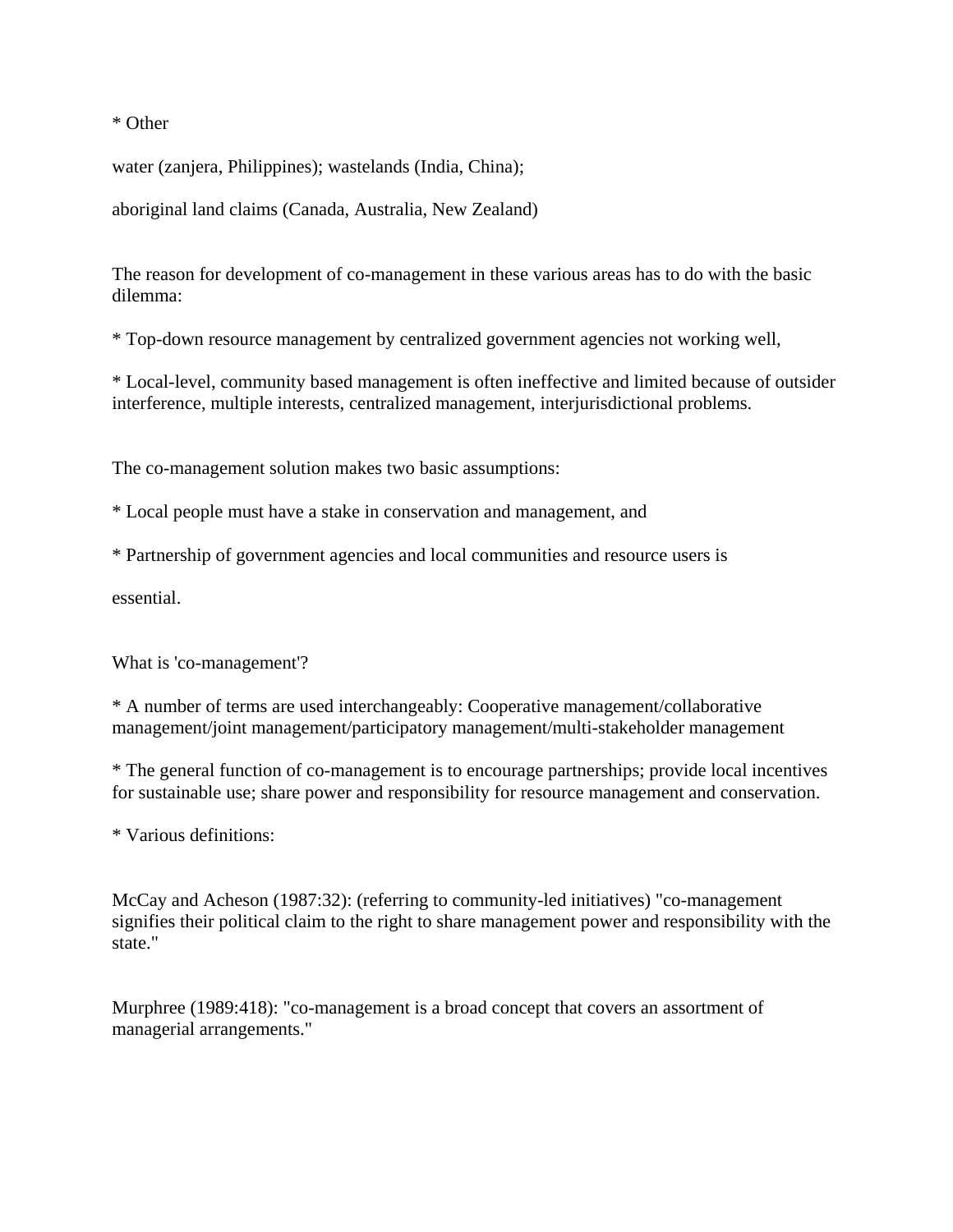* Other

water (zanjera, Philippines); wastelands (India, China);

aboriginal land claims (Canada, Australia, New Zealand)

The reason for development of co-management in these various areas has to do with the basic dilemma:

* Top-down resource management by centralized government agencies not working well,

* Local-level, community based management is often ineffective and limited because of outsider interference, multiple interests, centralized management, interjurisdictional problems.

The co-management solution makes two basic assumptions:

* Local people must have a stake in conservation and management, and

* Partnership of government agencies and local communities and resource users is

essential.

What is 'co-management'?

* A number of terms are used interchangeably: Cooperative management/collaborative management/joint management/participatory management/multi-stakeholder management

* The general function of co-management is to encourage partnerships; provide local incentives for sustainable use; share power and responsibility for resource management and conservation.

* Various definitions:

McCay and Acheson (1987:32): (referring to community-led initiatives) "co-management signifies their political claim to the right to share management power and responsibility with the state."

Murphree (1989:418): "co-management is a broad concept that covers an assortment of managerial arrangements."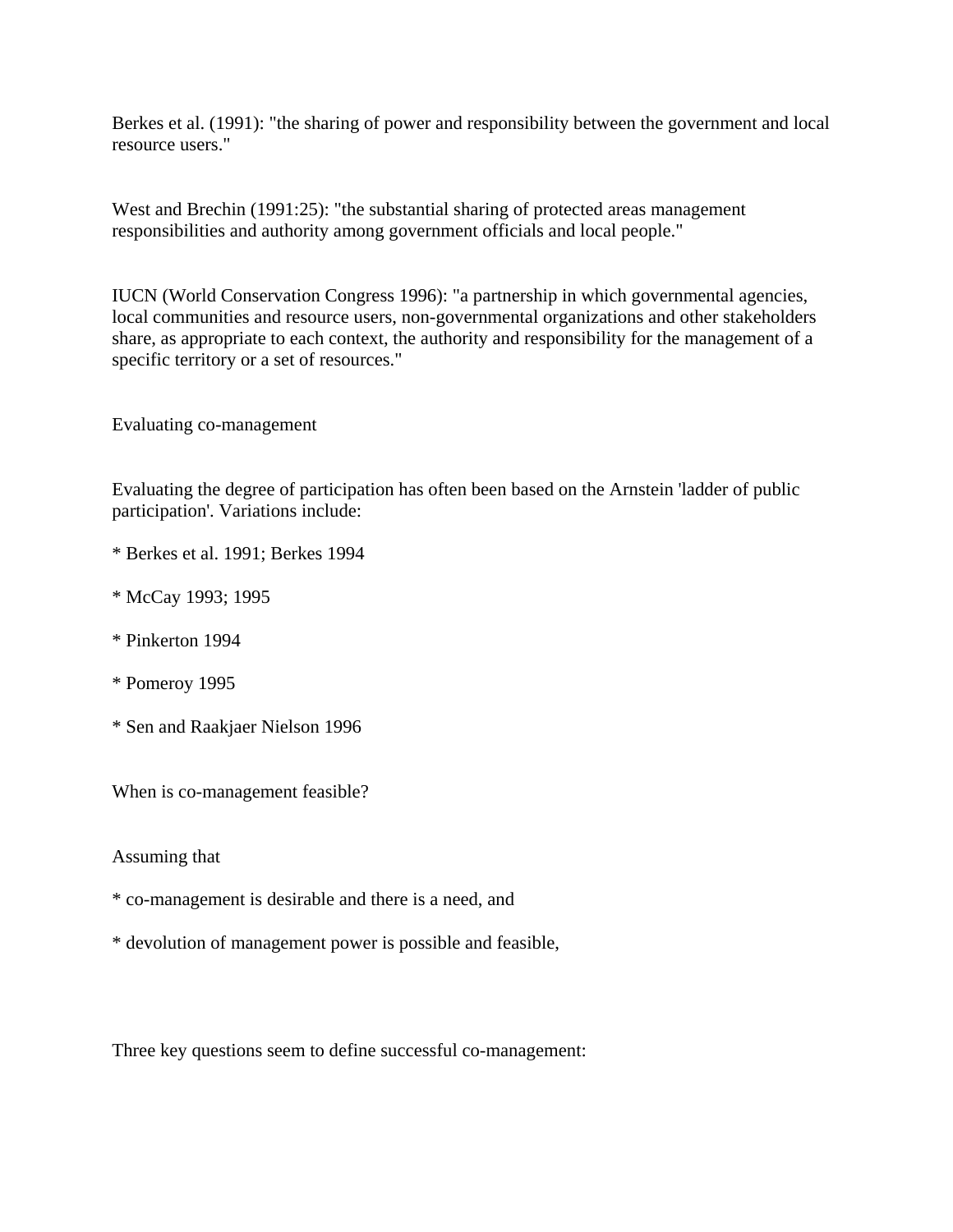Berkes et al. (1991): "the sharing of power and responsibility between the government and local resource users."

West and Brechin (1991:25): "the substantial sharing of protected areas management responsibilities and authority among government officials and local people."

IUCN (World Conservation Congress 1996): "a partnership in which governmental agencies, local communities and resource users, non-governmental organizations and other stakeholders share, as appropriate to each context, the authority and responsibility for the management of a specific territory or a set of resources."

Evaluating co-management

Evaluating the degree of participation has often been based on the Arnstein 'ladder of public participation'. Variations include:

* Berkes et al. 1991; Berkes 1994

* McCay 1993; 1995

* Pinkerton 1994

* Pomeroy 1995

* Sen and Raakjaer Nielson 1996

When is co-management feasible?

Assuming that

* co-management is desirable and there is a need, and

* devolution of management power is possible and feasible,

Three key questions seem to define successful co-management: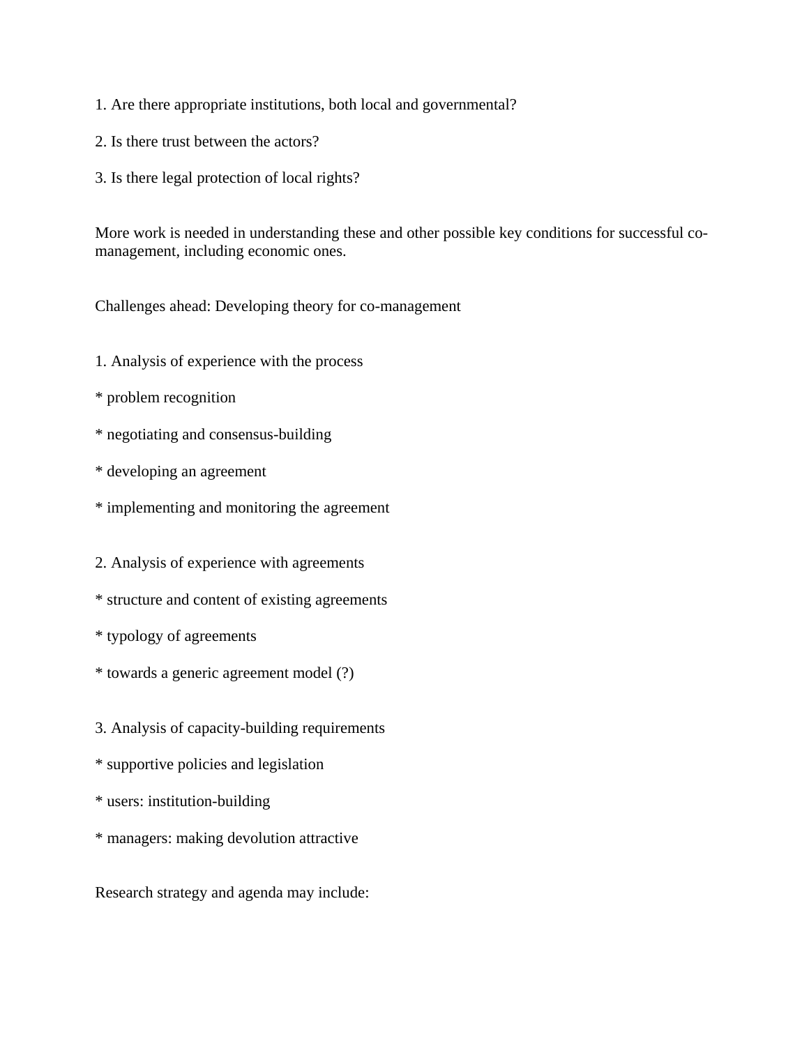1. Are there appropriate institutions, both local and governmental?

2. Is there trust between the actors?

3. Is there legal protection of local rights?

More work is needed in understanding these and other possible key conditions for successful co-management, including economic ones.

Challenges ahead: Developing theory for co-management

1. Analysis of experience with the process

* problem recognition

* negotiating and consensus-building

* developing an agreement

* implementing and monitoring the agreement

2. Analysis of experience with agreements

* structure and content of existing agreements

* typology of agreements

* towards a generic agreement model (?)

3. Analysis of capacity-building requirements

* supportive policies and legislation

* users: institution-building

* managers: making devolution attractive

Research strategy and agenda may include: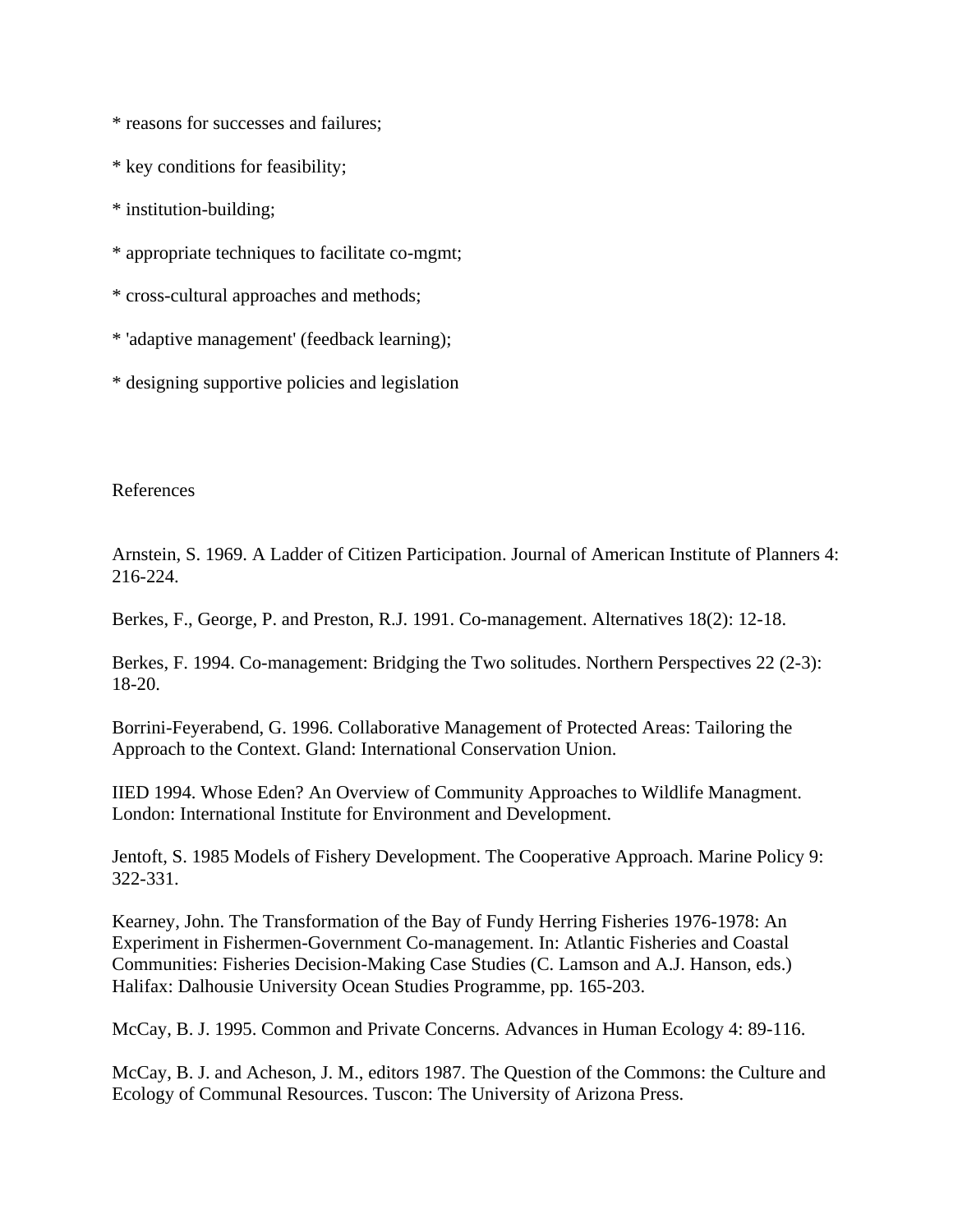* reasons for successes and failures;

* key conditions for feasibility;

* institution-building;

* appropriate techniques to facilitate co-mgmt;

* cross-cultural approaches and methods;

* 'adaptive management' (feedback learning);

* designing supportive policies and legislation

## References

Arnstein, S. 1969. A Ladder of Citizen Participation. Journal of American Institute of Planners 4: 216-224.

Berkes, F., George, P. and Preston, R.J. 1991. Co-management. Alternatives 18(2): 12-18.

Berkes, F. 1994. Co-management: Bridging the Two solitudes. Northern Perspectives 22 (2-3): 18-20.

Borrini-Feyerabend, G. 1996. Collaborative Management of Protected Areas: Tailoring the Approach to the Context. Gland: International Conservation Union.

IIED 1994. Whose Eden? An Overview of Community Approaches to Wildlife Managment. London: International Institute for Environment and Development.

Jentoft, S. 1985 Models of Fishery Development. The Cooperative Approach. Marine Policy 9: 322-331.

Kearney, John. The Transformation of the Bay of Fundy Herring Fisheries 1976-1978: An Experiment in Fishermen-Government Co-management. In: Atlantic Fisheries and Coastal Communities: Fisheries Decision-Making Case Studies (C. Lamson and A.J. Hanson, eds.) Halifax: Dalhousie University Ocean Studies Programme, pp. 165-203.

McCay, B. J. 1995. Common and Private Concerns. Advances in Human Ecology 4: 89-116.

McCay, B. J. and Acheson, J. M., editors 1987. The Question of the Commons: the Culture and Ecology of Communal Resources. Tuscon: The University of Arizona Press.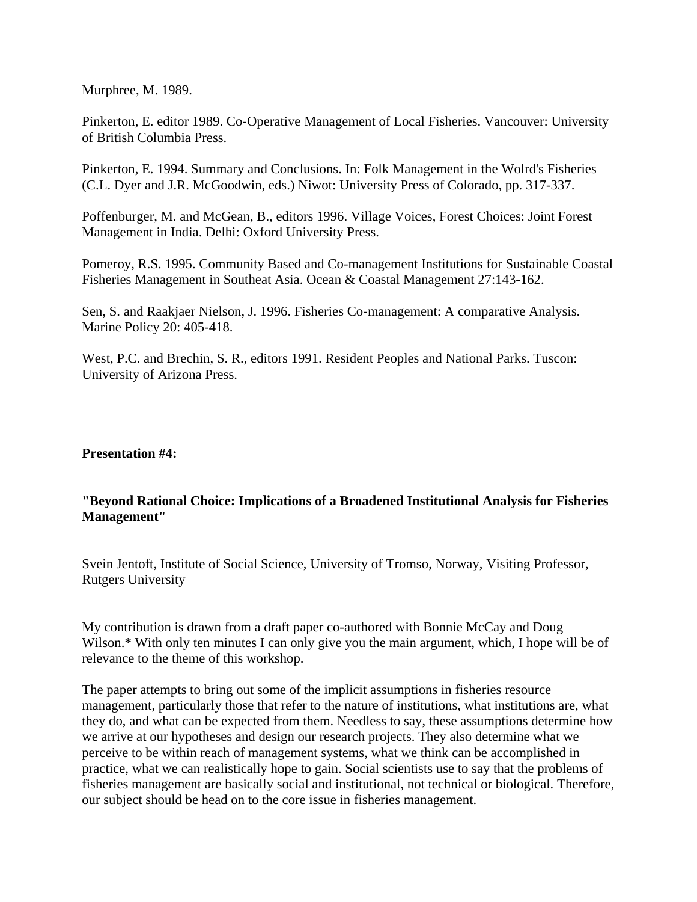Murphree, M. 1989.

Pinkerton, E. editor 1989. Co-Operative Management of Local Fisheries. Vancouver: University of British Columbia Press.

Pinkerton, E. 1994. Summary and Conclusions. In: Folk Management in the Wolrd's Fisheries (C.L. Dyer and J.R. McGoodwin, eds.) Niwot: University Press of Colorado, pp. 317-337.

Poffenburger, M. and McGean, B., editors 1996. Village Voices, Forest Choices: Joint Forest Management in India. Delhi: Oxford University Press.

Pomeroy, R.S. 1995. Community Based and Co-management Institutions for Sustainable Coastal Fisheries Management in Southeat Asia. Ocean & Coastal Management 27:143-162.

Sen, S. and Raakjaer Nielson, J. 1996. Fisheries Co-management: A comparative Analysis. Marine Policy 20: 405-418.

West, P.C. and Brechin, S. R., editors 1991. Resident Peoples and National Parks. Tuscon: University of Arizona Press.

**Presentation #4:**

**"Beyond Rational Choice: Implications of a Broadened Institutional Analysis for Fisheries Management"**

Svein Jentoft, Institute of Social Science, University of Tromso, Norway, Visiting Professor, Rutgers University

My contribution is drawn from a draft paper co-authored with Bonnie McCay and Doug Wilson.* With only ten minutes I can only give you the main argument, which, I hope will be of relevance to the theme of this workshop.

The paper attempts to bring out some of the implicit assumptions in fisheries resource management, particularly those that refer to the nature of institutions, what institutions are, what they do, and what can be expected from them. Needless to say, these assumptions determine how we arrive at our hypotheses and design our research projects. They also determine what we perceive to be within reach of management systems, what we think can be accomplished in practice, what we can realistically hope to gain. Social scientists use to say that the problems of fisheries management are basically social and institutional, not technical or biological. Therefore, our subject should be head on to the core issue in fisheries management.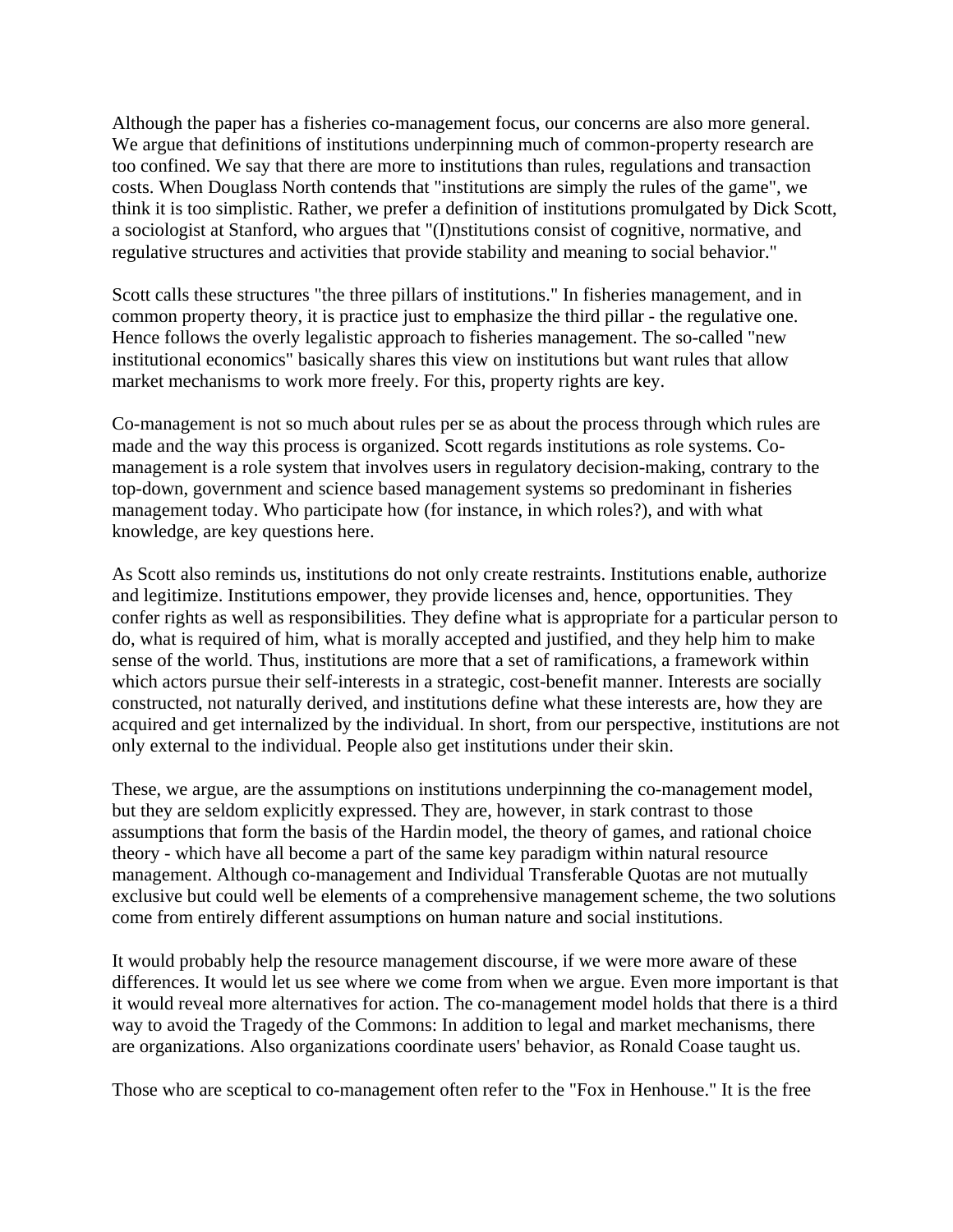Although the paper has a fisheries co-management focus, our concerns are also more general. We argue that definitions of institutions underpinning much of common-property research are too confined. We say that there are more to institutions than rules, regulations and transaction costs. When Douglass North contends that "institutions are simply the rules of the game", we think it is too simplistic. Rather, we prefer a definition of institutions promulgated by Dick Scott, a sociologist at Stanford, who argues that "(I)nstitutions consist of cognitive, normative, and regulative structures and activities that provide stability and meaning to social behavior."

Scott calls these structures "the three pillars of institutions." In fisheries management, and in common property theory, it is practice just to emphasize the third pillar - the regulative one. Hence follows the overly legalistic approach to fisheries management. The so-called "new institutional economics" basically shares this view on institutions but want rules that allow market mechanisms to work more freely. For this, property rights are key.

Co-management is not so much about rules per se as about the process through which rules are made and the way this process is organized. Scott regards institutions as role systems. Co-management is a role system that involves users in regulatory decision-making, contrary to the top-down, government and science based management systems so predominant in fisheries management today. Who participate how (for instance, in which roles?), and with what knowledge, are key questions here.

As Scott also reminds us, institutions do not only create restraints. Institutions enable, authorize and legitimize. Institutions empower, they provide licenses and, hence, opportunities. They confer rights as well as responsibilities. They define what is appropriate for a particular person to do, what is required of him, what is morally accepted and justified, and they help him to make sense of the world. Thus, institutions are more that a set of ramifications, a framework within which actors pursue their self-interests in a strategic, cost-benefit manner. Interests are socially constructed, not naturally derived, and institutions define what these interests are, how they are acquired and get internalized by the individual. In short, from our perspective, institutions are not only external to the individual. People also get institutions under their skin.

These, we argue, are the assumptions on institutions underpinning the co-management model, but they are seldom explicitly expressed. They are, however, in stark contrast to those assumptions that form the basis of the Hardin model, the theory of games, and rational choice theory - which have all become a part of the same key paradigm within natural resource management. Although co-management and Individual Transferable Quotas are not mutually exclusive but could well be elements of a comprehensive management scheme, the two solutions come from entirely different assumptions on human nature and social institutions.

It would probably help the resource management discourse, if we were more aware of these differences. It would let us see where we come from when we argue. Even more important is that it would reveal more alternatives for action. The co-management model holds that there is a third way to avoid the Tragedy of the Commons: In addition to legal and market mechanisms, there are organizations. Also organizations coordinate users' behavior, as Ronald Coase taught us.

Those who are sceptical to co-management often refer to the "Fox in Henhouse." It is the free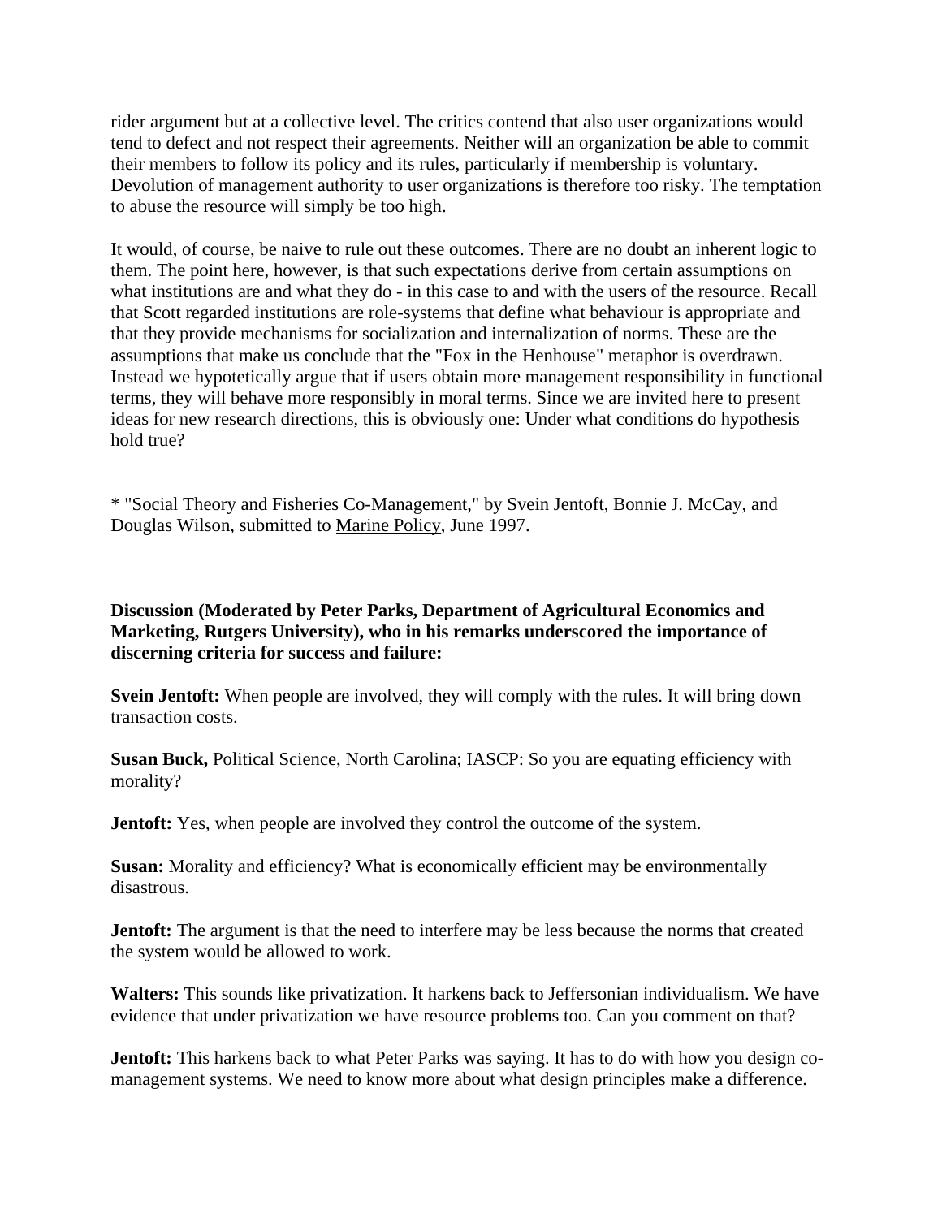rider argument but at a collective level. The critics contend that also user organizations would tend to defect and not respect their agreements. Neither will an organization be able to commit their members to follow its policy and its rules, particularly if membership is voluntary. Devolution of management authority to user organizations is therefore too risky. The temptation to abuse the resource will simply be too high.

It would, of course, be naive to rule out these outcomes. There are no doubt an inherent logic to them. The point here, however, is that such expectations derive from certain assumptions on what institutions are and what they do - in this case to and with the users of the resource. Recall that Scott regarded institutions are role-systems that define what behaviour is appropriate and that they provide mechanisms for socialization and internalization of norms. These are the assumptions that make us conclude that the "Fox in the Henhouse" metaphor is overdrawn. Instead we hypotetically argue that if users obtain more management responsibility in functional terms, they will behave more responsibly in moral terms. Since we are invited here to present ideas for new research directions, this is obviously one: Under what conditions do hypothesis hold true?

* "Social Theory and Fisheries Co-Management," by Svein Jentoft, Bonnie J. McCay, and Douglas Wilson, submitted to <u>Marine Policy</u>, June 1997.

**Discussion (Moderated by Peter Parks, Department of Agricultural Economics and Marketing, Rutgers University), who in his remarks underscored the importance of discerning criteria for success and failure:**

**Svein Jentoft:** When people are involved, they will comply with the rules. It will bring down transaction costs.

**Susan Buck,** Political Science, North Carolina; IASCP: So you are equating efficiency with morality?

**Jentoft:** Yes, when people are involved they control the outcome of the system.

**Susan:** Morality and efficiency? What is economically efficient may be environmentally disastrous.

**Jentoft:** The argument is that the need to interfere may be less because the norms that created the system would be allowed to work.

**Walters:** This sounds like privatization. It harkens back to Jeffersonian individualism. We have evidence that under privatization we have resource problems too. Can you comment on that?

**Jentoft:** This harkens back to what Peter Parks was saying. It has to do with how you design co-management systems. We need to know more about what design principles make a difference.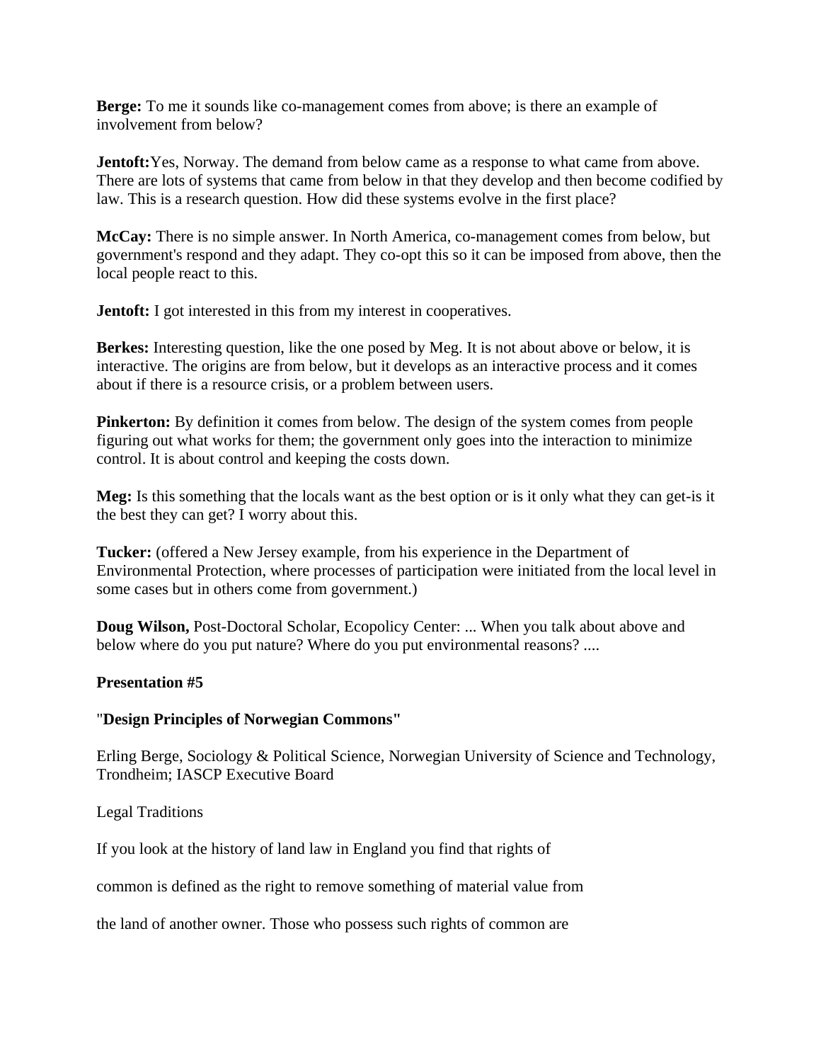**Berge:** To me it sounds like co-management comes from above; is there an example of involvement from below?

**Jentoft:**Yes, Norway. The demand from below came as a response to what came from above. There are lots of systems that came from below in that they develop and then become codified by law. This is a research question. How did these systems evolve in the first place?

**McCay:** There is no simple answer. In North America, co-management comes from below, but government's respond and they adapt. They co-opt this so it can be imposed from above, then the local people react to this.

**Jentoft:** I got interested in this from my interest in cooperatives.

**Berkes:** Interesting question, like the one posed by Meg. It is not about above or below, it is interactive. The origins are from below, but it develops as an interactive process and it comes about if there is a resource crisis, or a problem between users.

**Pinkerton:** By definition it comes from below. The design of the system comes from people figuring out what works for them; the government only goes into the interaction to minimize control. It is about control and keeping the costs down.

**Meg:** Is this something that the locals want as the best option or is it only what they can get-is it the best they can get? I worry about this.

**Tucker:** (offered a New Jersey example, from his experience in the Department of Environmental Protection, where processes of participation were initiated from the local level in some cases but in others come from government.)

**Doug Wilson,** Post-Doctoral Scholar, Ecopolicy Center: ... When you talk about above and below where do you put nature? Where do you put environmental reasons? ....

**Presentation #5**

"**Design Principles of Norwegian Commons"**

Erling Berge, Sociology & Political Science, Norwegian University of Science and Technology, Trondheim; IASCP Executive Board

Legal Traditions

If you look at the history of land law in England you find that rights of

common is defined as the right to remove something of material value from

the land of another owner. Those who possess such rights of common are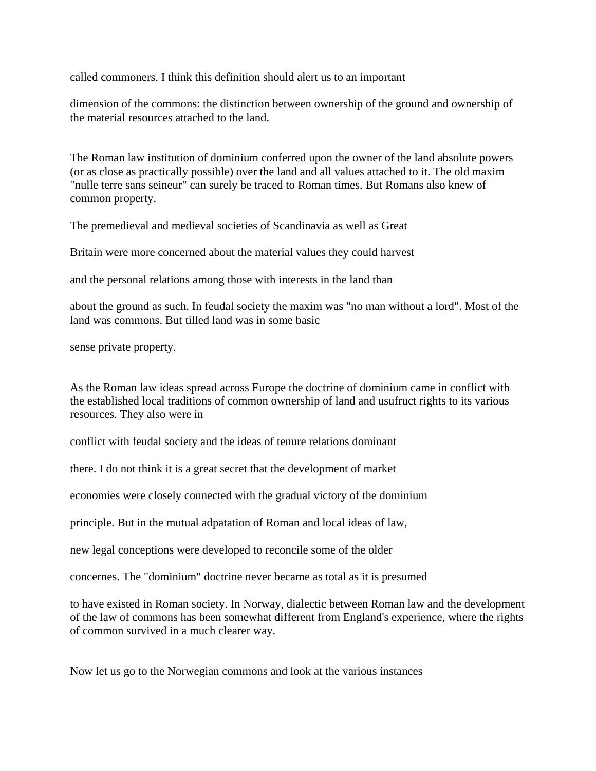called commoners. I think this definition should alert us to an important dimension of the commons: the distinction between ownership of the ground and ownership of the material resources attached to the land.

The Roman law institution of dominium conferred upon the owner of the land absolute powers (or as close as practically possible) over the land and all values attached to it. The old maxim "nulle terre sans seineur" can surely be traced to Roman times. But Romans also knew of common property.

The premedieval and medieval societies of Scandinavia as well as Great Britain were more concerned about the material values they could harvest and the personal relations among those with interests in the land than about the ground as such. In feudal society the maxim was "no man without a lord". Most of the land was commons. But tilled land was in some basic sense private property.

As the Roman law ideas spread across Europe the doctrine of dominium came in conflict with the established local traditions of common ownership of land and usufruct rights to its various resources. They also were in conflict with feudal society and the ideas of tenure relations dominant there. I do not think it is a great secret that the development of market economies were closely connected with the gradual victory of the dominium principle. But in the mutual adpatation of Roman and local ideas of law, new legal conceptions were developed to reconcile some of the older concernes. The "dominium" doctrine never became as total as it is presumed to have existed in Roman society. In Norway, dialectic between Roman law and the development of the law of commons has been somewhat different from England's experience, where the rights of common survived in a much clearer way.

Now let us go to the Norwegian commons and look at the various instances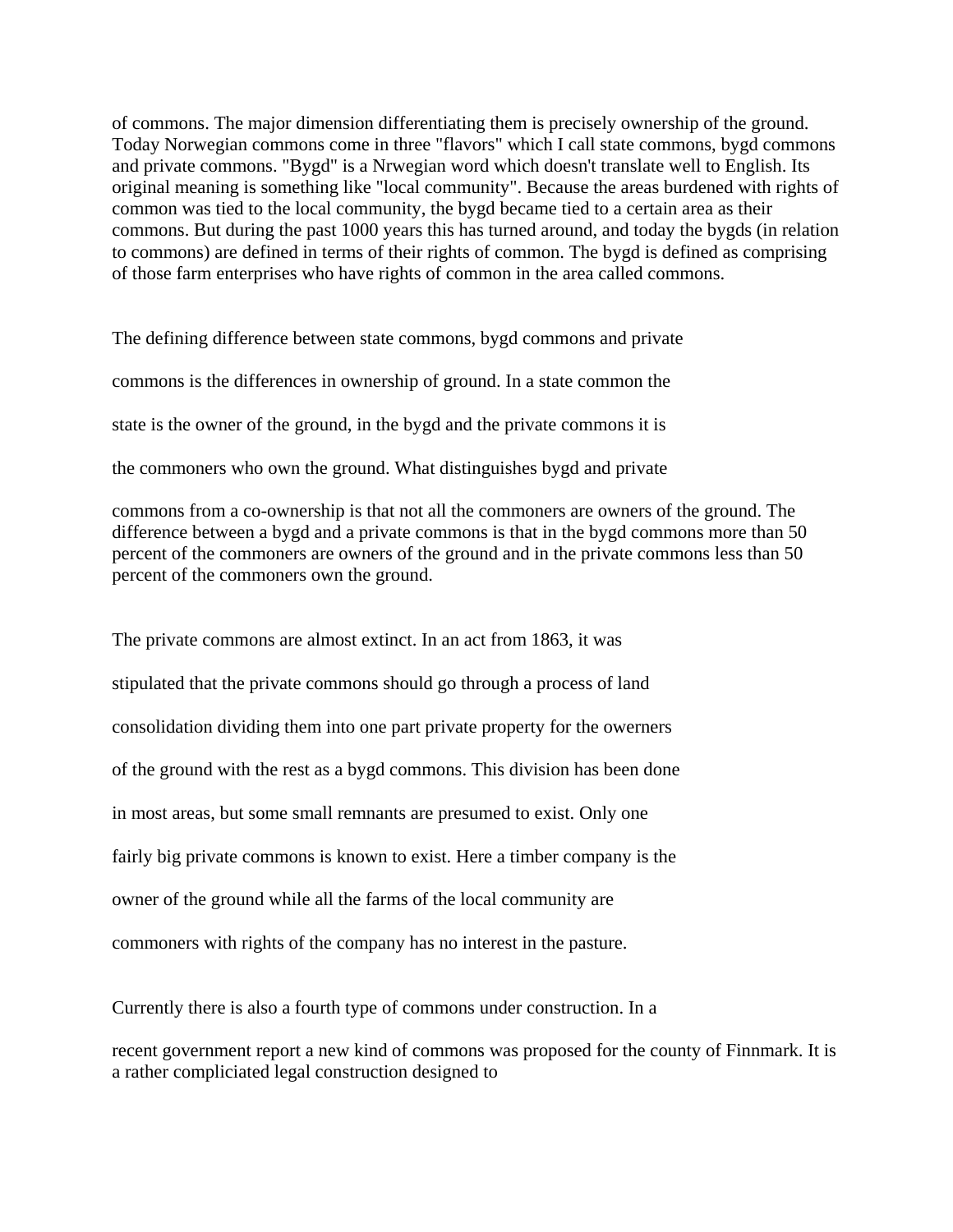of commons. The major dimension differentiating them is precisely ownership of the ground. Today Norwegian commons come in three "flavors" which I call state commons, bygd commons and private commons. "Bygd" is a Nrwegian word which doesn't translate well to English. Its original meaning is something like "local community". Because the areas burdened with rights of common was tied to the local community, the bygd became tied to a certain area as their commons. But during the past 1000 years this has turned around, and today the bygds (in relation to commons) are defined in terms of their rights of common. The bygd is defined as comprising of those farm enterprises who have rights of common in the area called commons.

The defining difference between state commons, bygd commons and private commons is the differences in ownership of ground. In a state common the state is the owner of the ground, in the bygd and the private commons it is the commoners who own the ground. What distinguishes bygd and private commons from a co-ownership is that not all the commoners are owners of the ground. The difference between a bygd and a private commons is that in the bygd commons more than 50 percent of the commoners are owners of the ground and in the private commons less than 50 percent of the commoners own the ground.

The private commons are almost extinct. In an act from 1863, it was stipulated that the private commons should go through a process of land consolidation dividing them into one part private property for the owerners of the ground with the rest as a bygd commons. This division has been done in most areas, but some small remnants are presumed to exist. Only one fairly big private commons is known to exist. Here a timber company is the owner of the ground while all the farms of the local community are commoners with rights of the company has no interest in the pasture.

Currently there is also a fourth type of commons under construction. In a recent government report a new kind of commons was proposed for the county of Finnmark. It is a rather compliciated legal construction designed to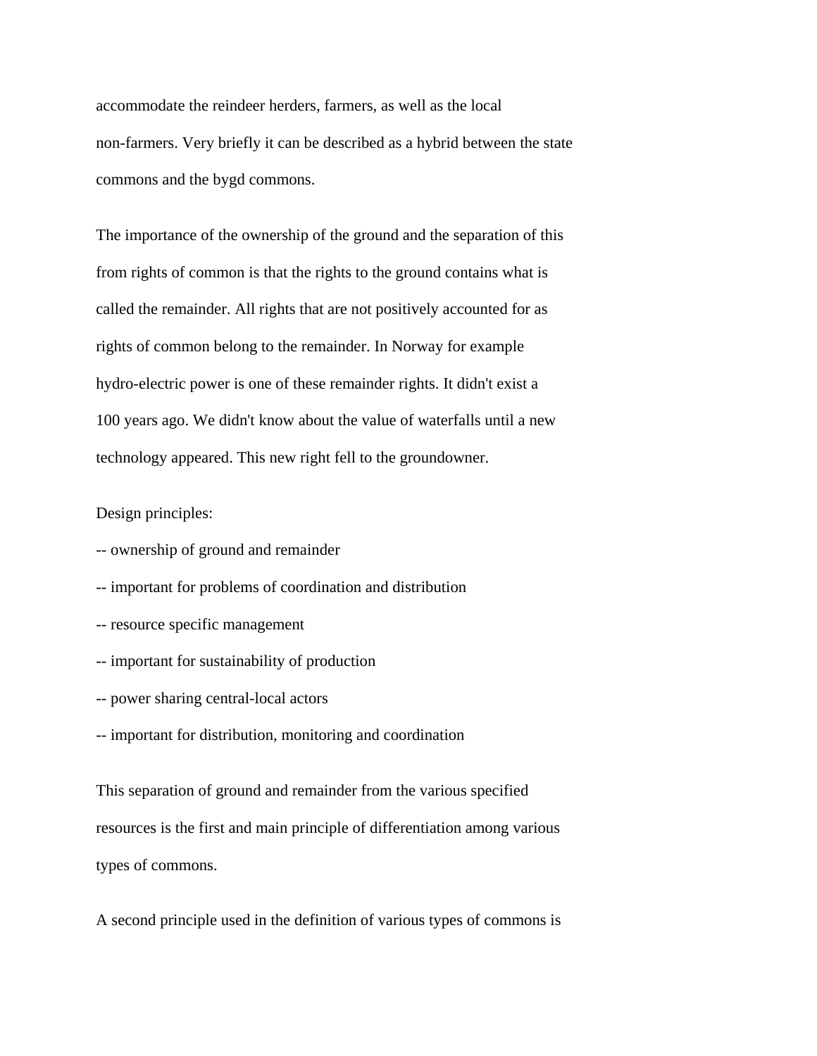accommodate the reindeer herders, farmers, as well as the local non-farmers. Very briefly it can be described as a hybrid between the state commons and the bygd commons.

The importance of the ownership of the ground and the separation of this from rights of common is that the rights to the ground contains what is called the remainder. All rights that are not positively accounted for as rights of common belong to the remainder. In Norway for example hydro-electric power is one of these remainder rights. It didn't exist a 100 years ago. We didn't know about the value of waterfalls until a new technology appeared. This new right fell to the groundowner.

Design principles:

-- ownership of ground and remainder

-- important for problems of coordination and distribution

-- resource specific management

-- important for sustainability of production

-- power sharing central-local actors

-- important for distribution, monitoring and coordination

This separation of ground and remainder from the various specified resources is the first and main principle of differentiation among various types of commons.

A second principle used in the definition of various types of commons is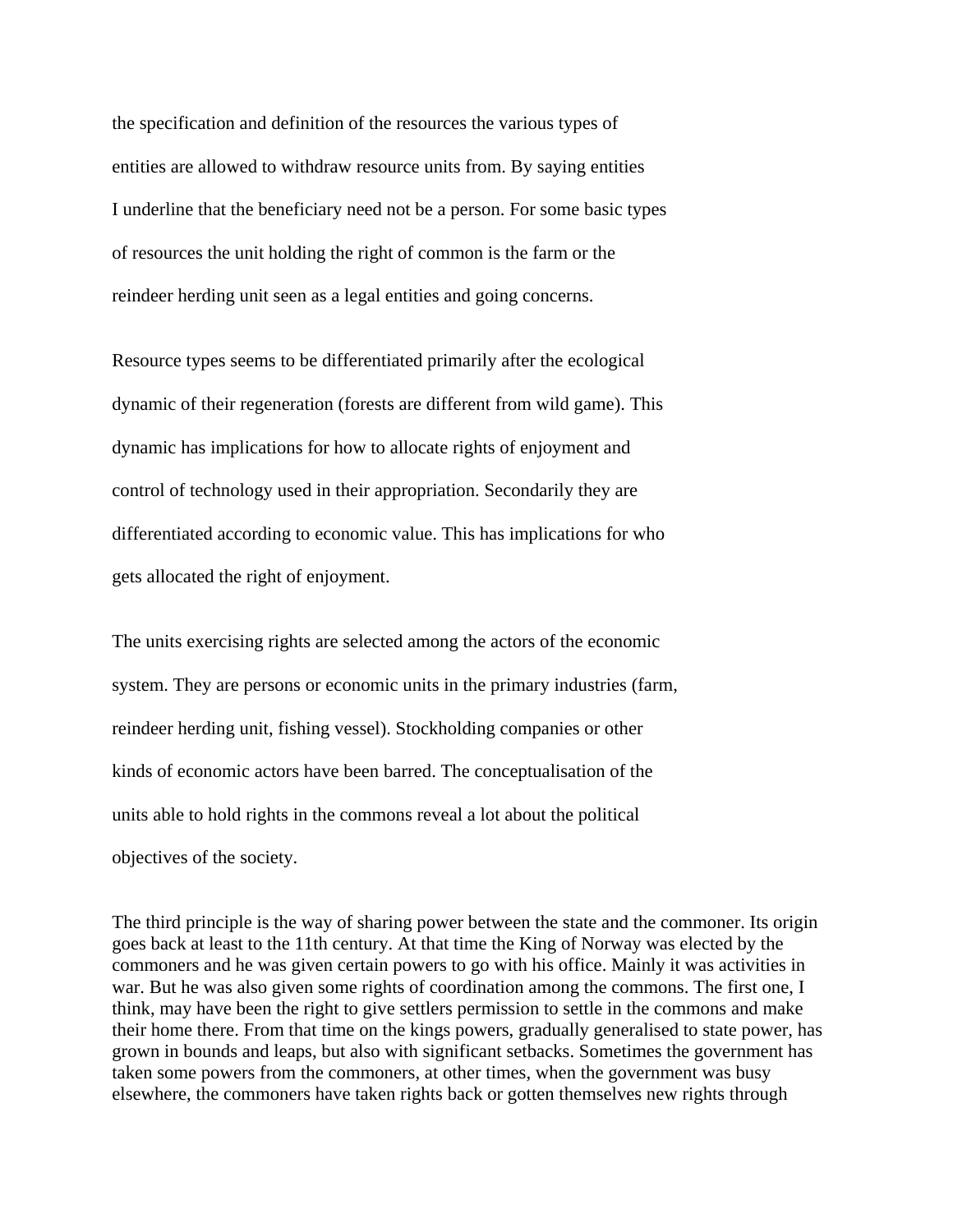the specification and definition of the resources the various types of entities are allowed to withdraw resource units from. By saying entities I underline that the beneficiary need not be a person. For some basic types of resources the unit holding the right of common is the farm or the reindeer herding unit seen as a legal entities and going concerns.

Resource types seems to be differentiated primarily after the ecological dynamic of their regeneration (forests are different from wild game). This dynamic has implications for how to allocate rights of enjoyment and control of technology used in their appropriation. Secondarily they are differentiated according to economic value. This has implications for who gets allocated the right of enjoyment.

The units exercising rights are selected among the actors of the economic system. They are persons or economic units in the primary industries (farm, reindeer herding unit, fishing vessel). Stockholding companies or other kinds of economic actors have been barred. The conceptualisation of the units able to hold rights in the commons reveal a lot about the political objectives of the society.

The third principle is the way of sharing power between the state and the commoner. Its origin goes back at least to the 11th century. At that time the King of Norway was elected by the commoners and he was given certain powers to go with his office. Mainly it was activities in war. But he was also given some rights of coordination among the commons. The first one, I think, may have been the right to give settlers permission to settle in the commons and make their home there. From that time on the kings powers, gradually generalised to state power, has grown in bounds and leaps, but also with significant setbacks. Sometimes the government has taken some powers from the commoners, at other times, when the government was busy elsewhere, the commoners have taken rights back or gotten themselves new rights through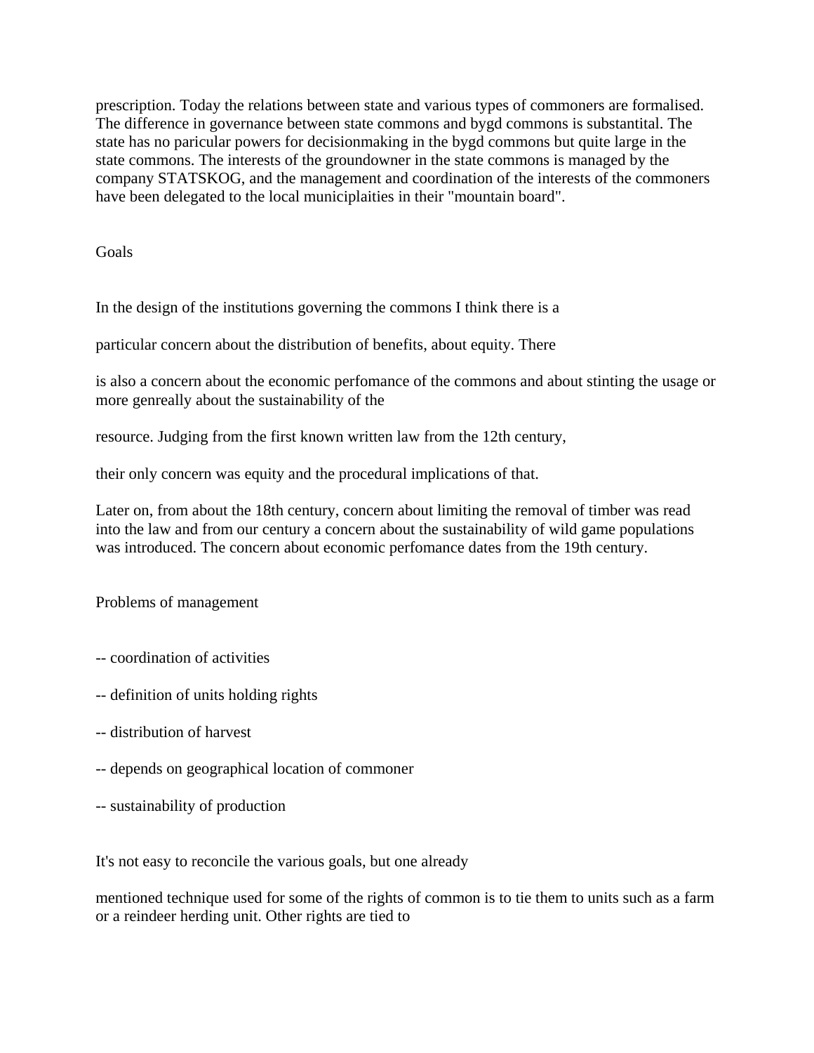prescription. Today the relations between state and various types of commoners are formalised. The difference in governance between state commons and bygd commons is substantital. The state has no paricular powers for decisionmaking in the bygd commons but quite large in the state commons. The interests of the groundowner in the state commons is managed by the company STATSKOG, and the management and coordination of the interests of the commoners have been delegated to the local municiplaities in their "mountain board".

## Goals

In the design of the institutions governing the commons I think there is a particular concern about the distribution of benefits, about equity. There is also a concern about the economic perfomance of the commons and about stinting the usage or more genreally about the sustainability of the resource. Judging from the first known written law from the 12th century, their only concern was equity and the procedural implications of that.

Later on, from about the 18th century, concern about limiting the removal of timber was read into the law and from our century a concern about the sustainability of wild game populations was introduced. The concern about economic perfomance dates from the 19th century.

## Problems of management

-- coordination of activities

-- definition of units holding rights

-- distribution of harvest

-- depends on geographical location of commoner

-- sustainability of production

It's not easy to reconcile the various goals, but one already mentioned technique used for some of the rights of common is to tie them to units such as a farm or a reindeer herding unit. Other rights are tied to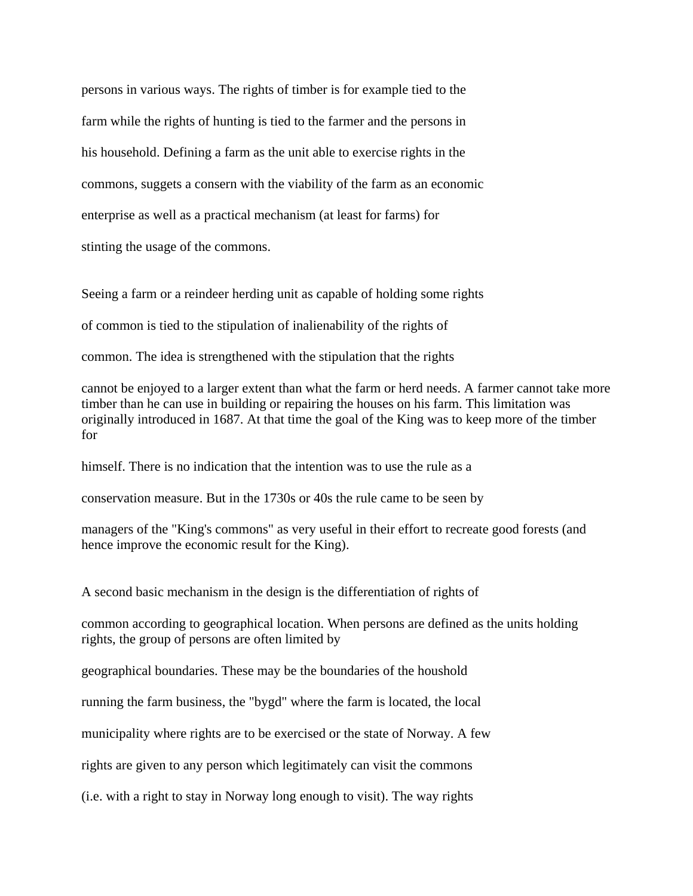persons in various ways. The rights of timber is for example tied to the farm while the rights of hunting is tied to the farmer and the persons in his household. Defining a farm as the unit able to exercise rights in the commons, suggets a consern with the viability of the farm as an economic enterprise as well as a practical mechanism (at least for farms) for stinting the usage of the commons.

Seeing a farm or a reindeer herding unit as capable of holding some rights of common is tied to the stipulation of inalienability of the rights of common. The idea is strengthened with the stipulation that the rights cannot be enjoyed to a larger extent than what the farm or herd needs. A farmer cannot take more timber than he can use in building or repairing the houses on his farm. This limitation was originally introduced in 1687. At that time the goal of the King was to keep more of the timber for himself. There is no indication that the intention was to use the rule as a conservation measure. But in the 1730s or 40s the rule came to be seen by managers of the "King's commons" as very useful in their effort to recreate good forests (and hence improve the economic result for the King).

A second basic mechanism in the design is the differentiation of rights of common according to geographical location. When persons are defined as the units holding rights, the group of persons are often limited by geographical boundaries. These may be the boundaries of the houshold running the farm business, the "bygd" where the farm is located, the local municipality where rights are to be exercised or the state of Norway. A few rights are given to any person which legitimately can visit the commons (i.e. with a right to stay in Norway long enough to visit). The way rights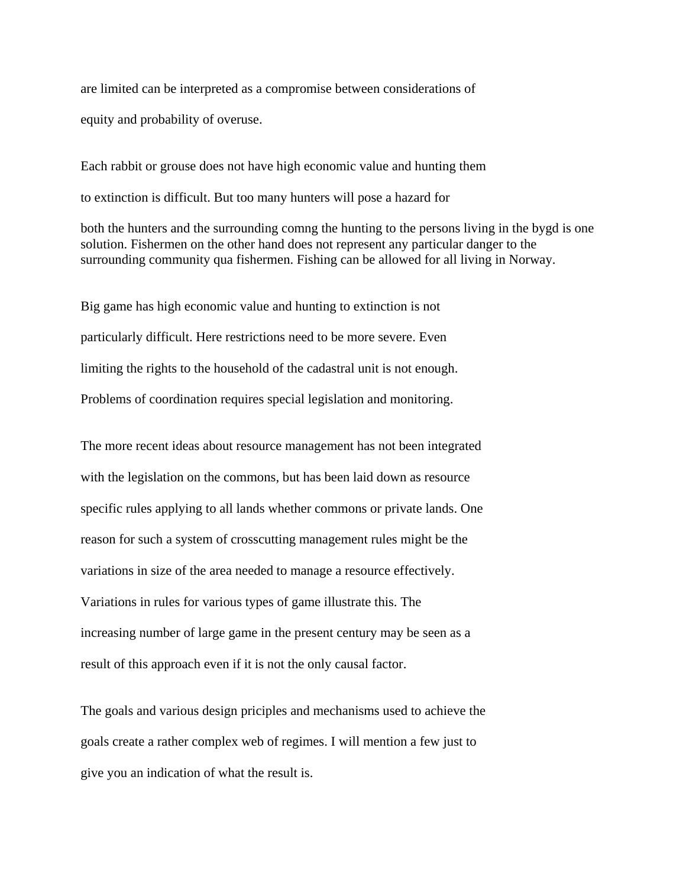are limited can be interpreted as a compromise between considerations of equity and probability of overuse.

Each rabbit or grouse does not have high economic value and hunting them to extinction is difficult. But too many hunters will pose a hazard for both the hunters and the surrounding comng the hunting to the persons living in the bygd is one solution. Fishermen on the other hand does not represent any particular danger to the surrounding community qua fishermen. Fishing can be allowed for all living in Norway.

Big game has high economic value and hunting to extinction is not particularly difficult. Here restrictions need to be more severe. Even limiting the rights to the household of the cadastral unit is not enough. Problems of coordination requires special legislation and monitoring.

The more recent ideas about resource management has not been integrated with the legislation on the commons, but has been laid down as resource specific rules applying to all lands whether commons or private lands. One reason for such a system of crosscutting management rules might be the variations in size of the area needed to manage a resource effectively. Variations in rules for various types of game illustrate this. The increasing number of large game in the present century may be seen as a result of this approach even if it is not the only causal factor.

The goals and various design priciples and mechanisms used to achieve the goals create a rather complex web of regimes. I will mention a few just to give you an indication of what the result is.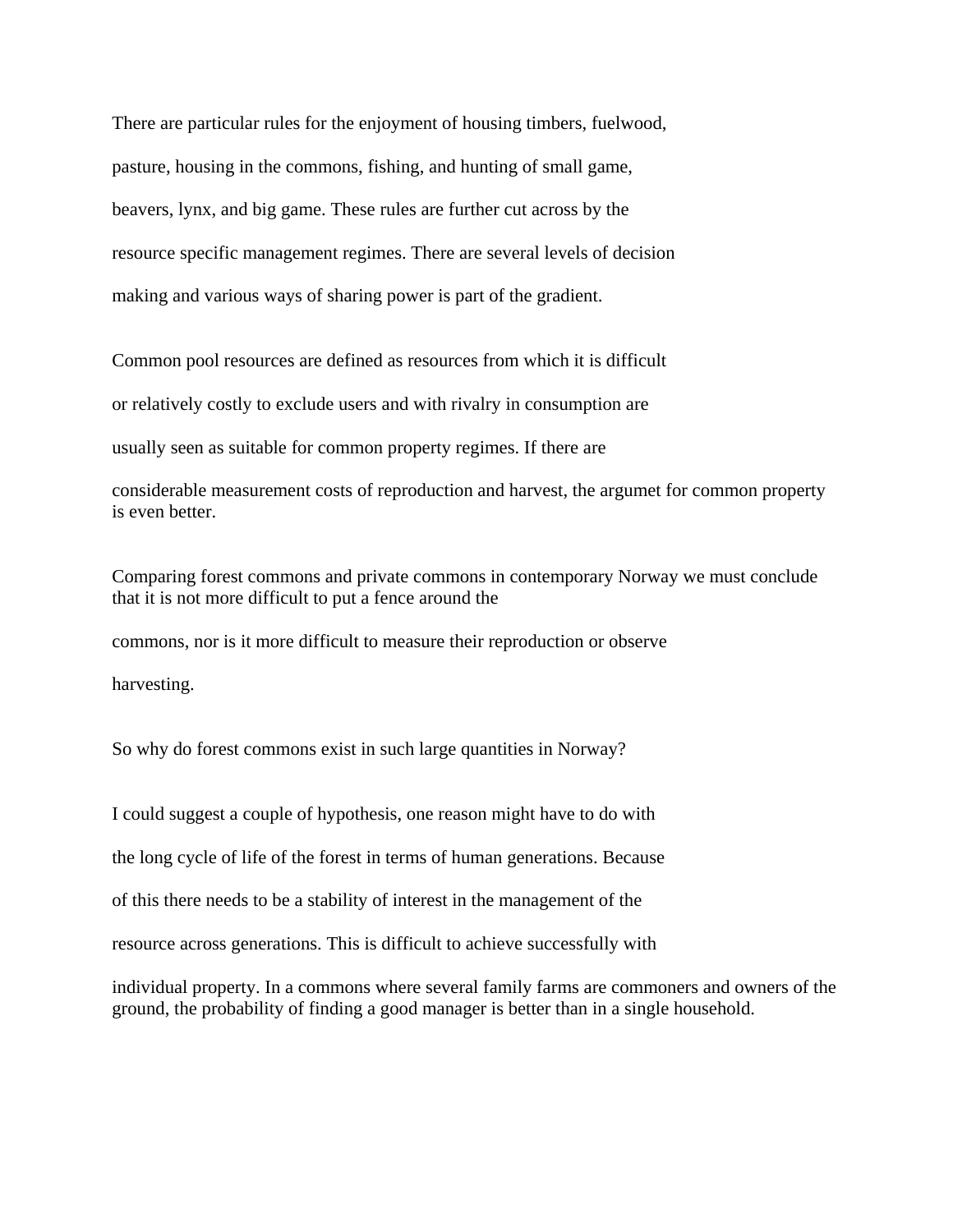There are particular rules for the enjoyment of housing timbers, fuelwood, pasture, housing in the commons, fishing, and hunting of small game, beavers, lynx, and big game. These rules are further cut across by the resource specific management regimes. There are several levels of decision making and various ways of sharing power is part of the gradient.

Common pool resources are defined as resources from which it is difficult or relatively costly to exclude users and with rivalry in consumption are usually seen as suitable for common property regimes. If there are considerable measurement costs of reproduction and harvest, the argumet for common property is even better.

Comparing forest commons and private commons in contemporary Norway we must conclude that it is not more difficult to put a fence around the commons, nor is it more difficult to measure their reproduction or observe harvesting.

So why do forest commons exist in such large quantities in Norway?

I could suggest a couple of hypothesis, one reason might have to do with the long cycle of life of the forest in terms of human generations. Because of this there needs to be a stability of interest in the management of the resource across generations. This is difficult to achieve successfully with individual property. In a commons where several family farms are commoners and owners of the ground, the probability of finding a good manager is better than in a single household.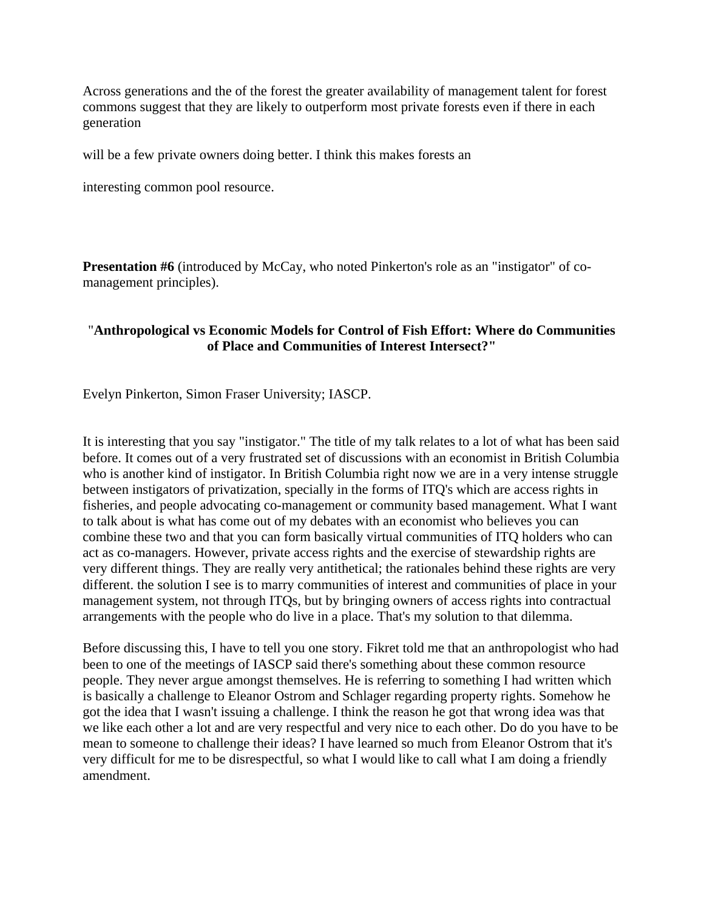Across generations and the of the forest the greater availability of management talent for forest commons suggest that they are likely to outperform most private forests even if there in each generation

will be a few private owners doing better. I think this makes forests an

interesting common pool resource.

**Presentation #6** (introduced by McCay, who noted Pinkerton's role as an "instigator" of co-management principles).

### "**Anthropological vs Economic Models for Control of Fish Effort: Where do Communities of Place and Communities of Interest Intersect?"**

Evelyn Pinkerton, Simon Fraser University; IASCP.

It is interesting that you say "instigator." The title of my talk relates to a lot of what has been said before. It comes out of a very frustrated set of discussions with an economist in British Columbia who is another kind of instigator. In British Columbia right now we are in a very intense struggle between instigators of privatization, specially in the forms of ITQ's which are access rights in fisheries, and people advocating co-management or community based management. What I want to talk about is what has come out of my debates with an economist who believes you can combine these two and that you can form basically virtual communities of ITQ holders who can act as co-managers. However, private access rights and the exercise of stewardship rights are very different things. They are really very antithetical; the rationales behind these rights are very different. the solution I see is to marry communities of interest and communities of place in your management system, not through ITQs, but by bringing owners of access rights into contractual arrangements with the people who do live in a place. That's my solution to that dilemma.

Before discussing this, I have to tell you one story. Fikret told me that an anthropologist who had been to one of the meetings of IASCP said there's something about these common resource people. They never argue amongst themselves. He is referring to something I had written which is basically a challenge to Eleanor Ostrom and Schlager regarding property rights. Somehow he got the idea that I wasn't issuing a challenge. I think the reason he got that wrong idea was that we like each other a lot and are very respectful and very nice to each other. Do do you have to be mean to someone to challenge their ideas? I have learned so much from Eleanor Ostrom that it's very difficult for me to be disrespectful, so what I would like to call what I am doing a friendly amendment.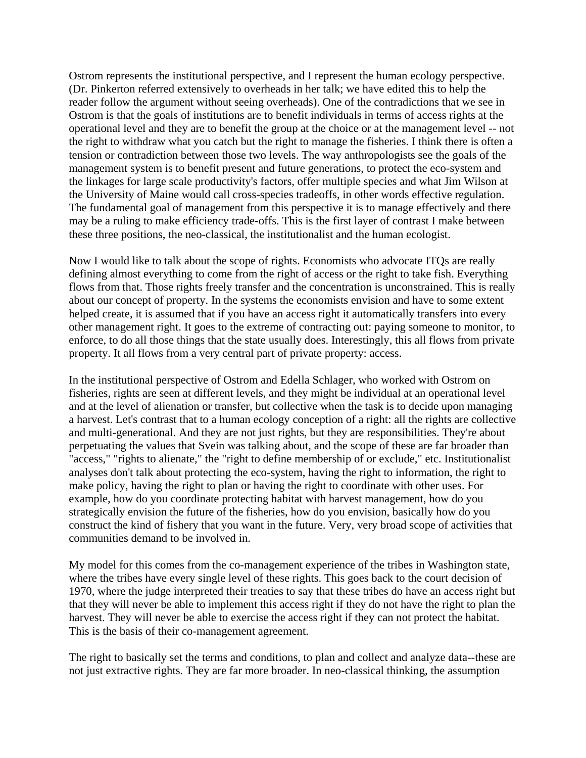Ostrom represents the institutional perspective, and I represent the human ecology perspective. (Dr. Pinkerton referred extensively to overheads in her talk; we have edited this to help the reader follow the argument without seeing overheads). One of the contradictions that we see in Ostrom is that the goals of institutions are to benefit individuals in terms of access rights at the operational level and they are to benefit the group at the choice or at the management level -- not the right to withdraw what you catch but the right to manage the fisheries. I think there is often a tension or contradiction between those two levels. The way anthropologists see the goals of the management system is to benefit present and future generations, to protect the eco-system and the linkages for large scale productivity's factors, offer multiple species and what Jim Wilson at the University of Maine would call cross-species tradeoffs, in other words effective regulation. The fundamental goal of management from this perspective it is to manage effectively and there may be a ruling to make efficiency trade-offs. This is the first layer of contrast I make between these three positions, the neo-classical, the institutionalist and the human ecologist.

Now I would like to talk about the scope of rights. Economists who advocate ITQs are really defining almost everything to come from the right of access or the right to take fish. Everything flows from that. Those rights freely transfer and the concentration is unconstrained. This is really about our concept of property. In the systems the economists envision and have to some extent helped create, it is assumed that if you have an access right it automatically transfers into every other management right. It goes to the extreme of contracting out: paying someone to monitor, to enforce, to do all those things that the state usually does. Interestingly, this all flows from private property. It all flows from a very central part of private property: access.

In the institutional perspective of Ostrom and Edella Schlager, who worked with Ostrom on fisheries, rights are seen at different levels, and they might be individual at an operational level and at the level of alienation or transfer, but collective when the task is to decide upon managing a harvest. Let's contrast that to a human ecology conception of a right: all the rights are collective and multi-generational. And they are not just rights, but they are responsibilities. They're about perpetuating the values that Svein was talking about, and the scope of these are far broader than "access," "rights to alienate," the "right to define membership of or exclude," etc. Institutionalist analyses don't talk about protecting the eco-system, having the right to information, the right to make policy, having the right to plan or having the right to coordinate with other uses. For example, how do you coordinate protecting habitat with harvest management, how do you strategically envision the future of the fisheries, how do you envision, basically how do you construct the kind of fishery that you want in the future. Very, very broad scope of activities that communities demand to be involved in.

My model for this comes from the co-management experience of the tribes in Washington state, where the tribes have every single level of these rights. This goes back to the court decision of 1970, where the judge interpreted their treaties to say that these tribes do have an access right but that they will never be able to implement this access right if they do not have the right to plan the harvest. They will never be able to exercise the access right if they can not protect the habitat. This is the basis of their co-management agreement.

The right to basically set the terms and conditions, to plan and collect and analyze data--these are not just extractive rights. They are far more broader. In neo-classical thinking, the assumption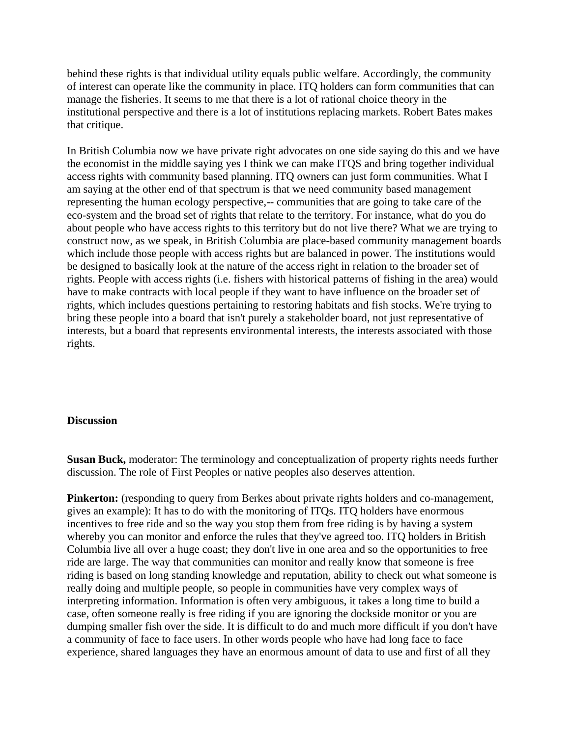behind these rights is that individual utility equals public welfare. Accordingly, the community of interest can operate like the community in place. ITQ holders can form communities that can manage the fisheries. It seems to me that there is a lot of rational choice theory in the institutional perspective and there is a lot of institutions replacing markets. Robert Bates makes that critique.

In British Columbia now we have private right advocates on one side saying do this and we have the economist in the middle saying yes I think we can make ITQS and bring together individual access rights with community based planning. ITQ owners can just form communities. What I am saying at the other end of that spectrum is that we need community based management representing the human ecology perspective,-- communities that are going to take care of the eco-system and the broad set of rights that relate to the territory. For instance, what do you do about people who have access rights to this territory but do not live there? What we are trying to construct now, as we speak, in British Columbia are place-based community management boards which include those people with access rights but are balanced in power. The institutions would be designed to basically look at the nature of the access right in relation to the broader set of rights. People with access rights (i.e. fishers with historical patterns of fishing in the area) would have to make contracts with local people if they want to have influence on the broader set of rights, which includes questions pertaining to restoring habitats and fish stocks. We're trying to bring these people into a board that isn't purely a stakeholder board, not just representative of interests, but a board that represents environmental interests, the interests associated with those rights.

**Discussion**

**Susan Buck,** moderator: The terminology and conceptualization of property rights needs further discussion. The role of First Peoples or native peoples also deserves attention.

**Pinkerton:** (responding to query from Berkes about private rights holders and co-management, gives an example): It has to do with the monitoring of ITQs. ITQ holders have enormous incentives to free ride and so the way you stop them from free riding is by having a system whereby you can monitor and enforce the rules that they've agreed too. ITQ holders in British Columbia live all over a huge coast; they don't live in one area and so the opportunities to free ride are large. The way that communities can monitor and really know that someone is free riding is based on long standing knowledge and reputation, ability to check out what someone is really doing and multiple people, so people in communities have very complex ways of interpreting information. Information is often very ambiguous, it takes a long time to build a case, often someone really is free riding if you are ignoring the dockside monitor or you are dumping smaller fish over the side. It is difficult to do and much more difficult if you don't have a community of face to face users. In other words people who have had long face to face experience, shared languages they have an enormous amount of data to use and first of all they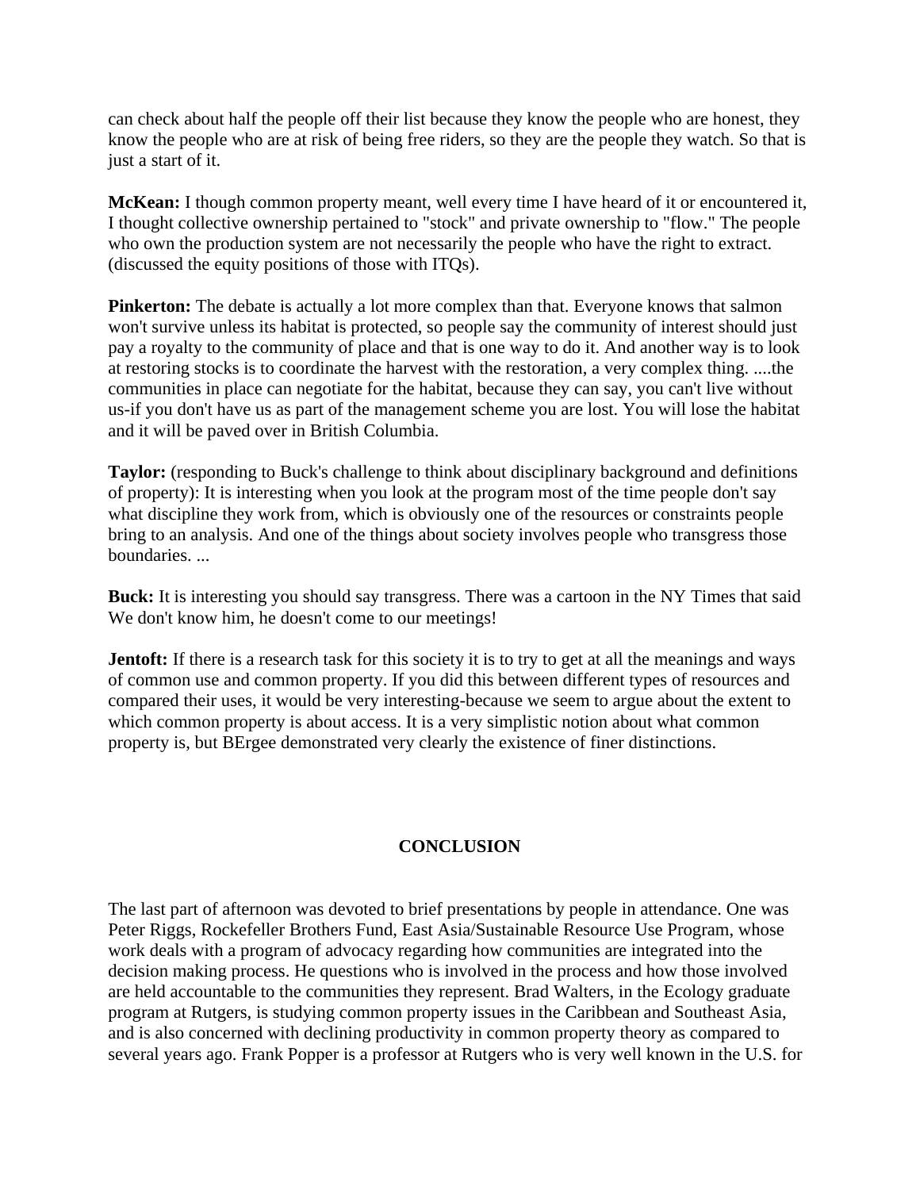can check about half the people off their list because they know the people who are honest, they know the people who are at risk of being free riders, so they are the people they watch. So that is just a start of it.

**McKean:** I though common property meant, well every time I have heard of it or encountered it, I thought collective ownership pertained to "stock" and private ownership to "flow." The people who own the production system are not necessarily the people who have the right to extract. (discussed the equity positions of those with ITQs).

**Pinkerton:** The debate is actually a lot more complex than that. Everyone knows that salmon won't survive unless its habitat is protected, so people say the community of interest should just pay a royalty to the community of place and that is one way to do it. And another way is to look at restoring stocks is to coordinate the harvest with the restoration, a very complex thing. ....the communities in place can negotiate for the habitat, because they can say, you can't live without us-if you don't have us as part of the management scheme you are lost. You will lose the habitat and it will be paved over in British Columbia.

**Taylor:** (responding to Buck's challenge to think about disciplinary background and definitions of property): It is interesting when you look at the program most of the time people don't say what discipline they work from, which is obviously one of the resources or constraints people bring to an analysis. And one of the things about society involves people who transgress those boundaries. ...

**Buck:** It is interesting you should say transgress. There was a cartoon in the NY Times that said We don't know him, he doesn't come to our meetings!

**Jentoft:** If there is a research task for this society it is to try to get at all the meanings and ways of common use and common property. If you did this between different types of resources and compared their uses, it would be very interesting-because we seem to argue about the extent to which common property is about access. It is a very simplistic notion about what common property is, but BErgee demonstrated very clearly the existence of finer distinctions.

## CONCLUSION

The last part of afternoon was devoted to brief presentations by people in attendance. One was Peter Riggs, Rockefeller Brothers Fund, East Asia/Sustainable Resource Use Program, whose work deals with a program of advocacy regarding how communities are integrated into the decision making process. He questions who is involved in the process and how those involved are held accountable to the communities they represent. Brad Walters, in the Ecology graduate program at Rutgers, is studying common property issues in the Caribbean and Southeast Asia, and is also concerned with declining productivity in common property theory as compared to several years ago. Frank Popper is a professor at Rutgers who is very well known in the U.S. for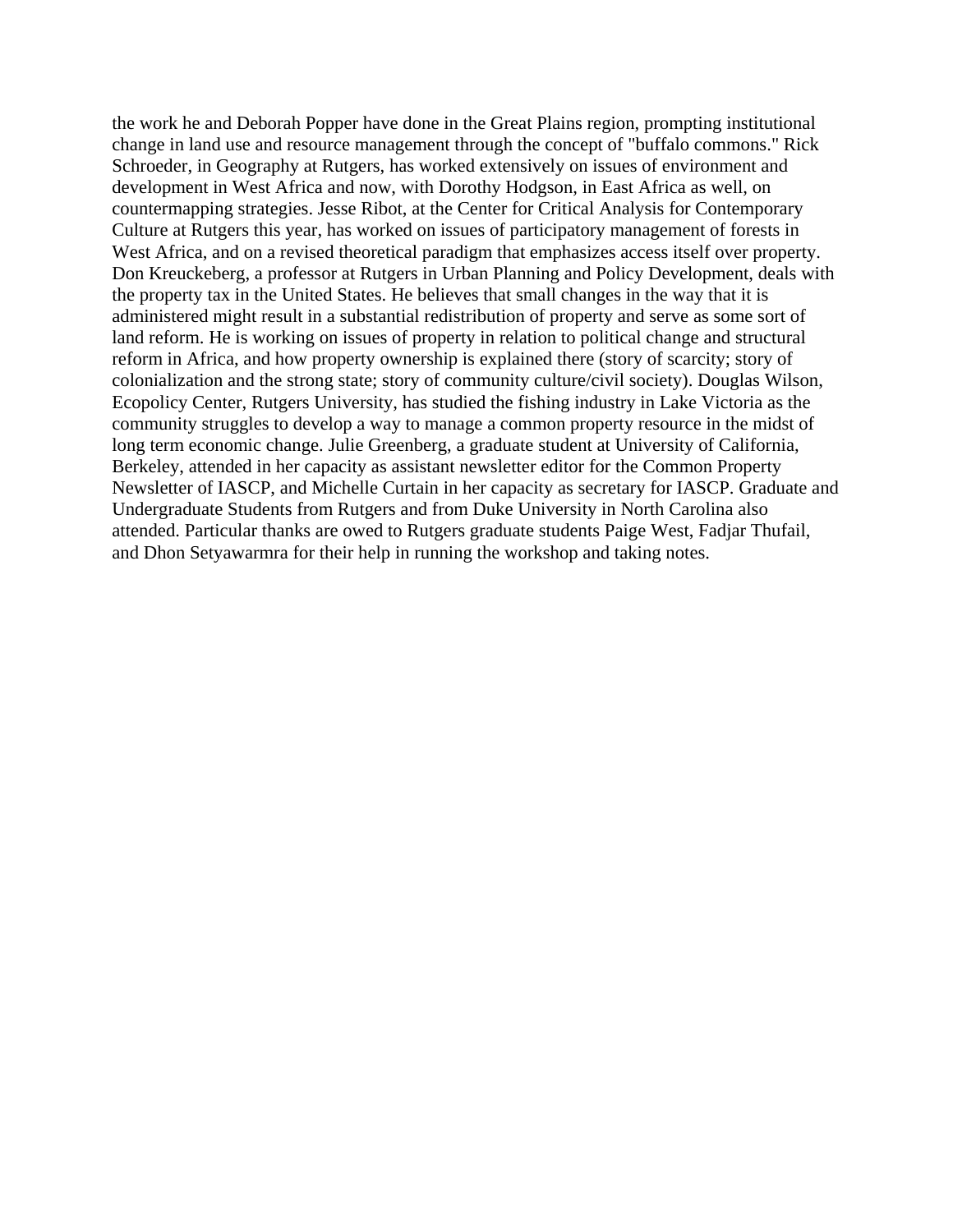the work he and Deborah Popper have done in the Great Plains region, prompting institutional change in land use and resource management through the concept of "buffalo commons." Rick Schroeder, in Geography at Rutgers, has worked extensively on issues of environment and development in West Africa and now, with Dorothy Hodgson, in East Africa as well, on countermapping strategies. Jesse Ribot, at the Center for Critical Analysis for Contemporary Culture at Rutgers this year, has worked on issues of participatory management of forests in West Africa, and on a revised theoretical paradigm that emphasizes access itself over property. Don Kreuckeberg, a professor at Rutgers in Urban Planning and Policy Development, deals with the property tax in the United States. He believes that small changes in the way that it is administered might result in a substantial redistribution of property and serve as some sort of land reform. He is working on issues of property in relation to political change and structural reform in Africa, and how property ownership is explained there (story of scarcity; story of colonialization and the strong state; story of community culture/civil society). Douglas Wilson, Ecopolicy Center, Rutgers University, has studied the fishing industry in Lake Victoria as the community struggles to develop a way to manage a common property resource in the midst of long term economic change. Julie Greenberg, a graduate student at University of California, Berkeley, attended in her capacity as assistant newsletter editor for the Common Property Newsletter of IASCP, and Michelle Curtain in her capacity as secretary for IASCP. Graduate and Undergraduate Students from Rutgers and from Duke University in North Carolina also attended. Particular thanks are owed to Rutgers graduate students Paige West, Fadjar Thufail, and Dhon Setyawarmra for their help in running the workshop and taking notes.